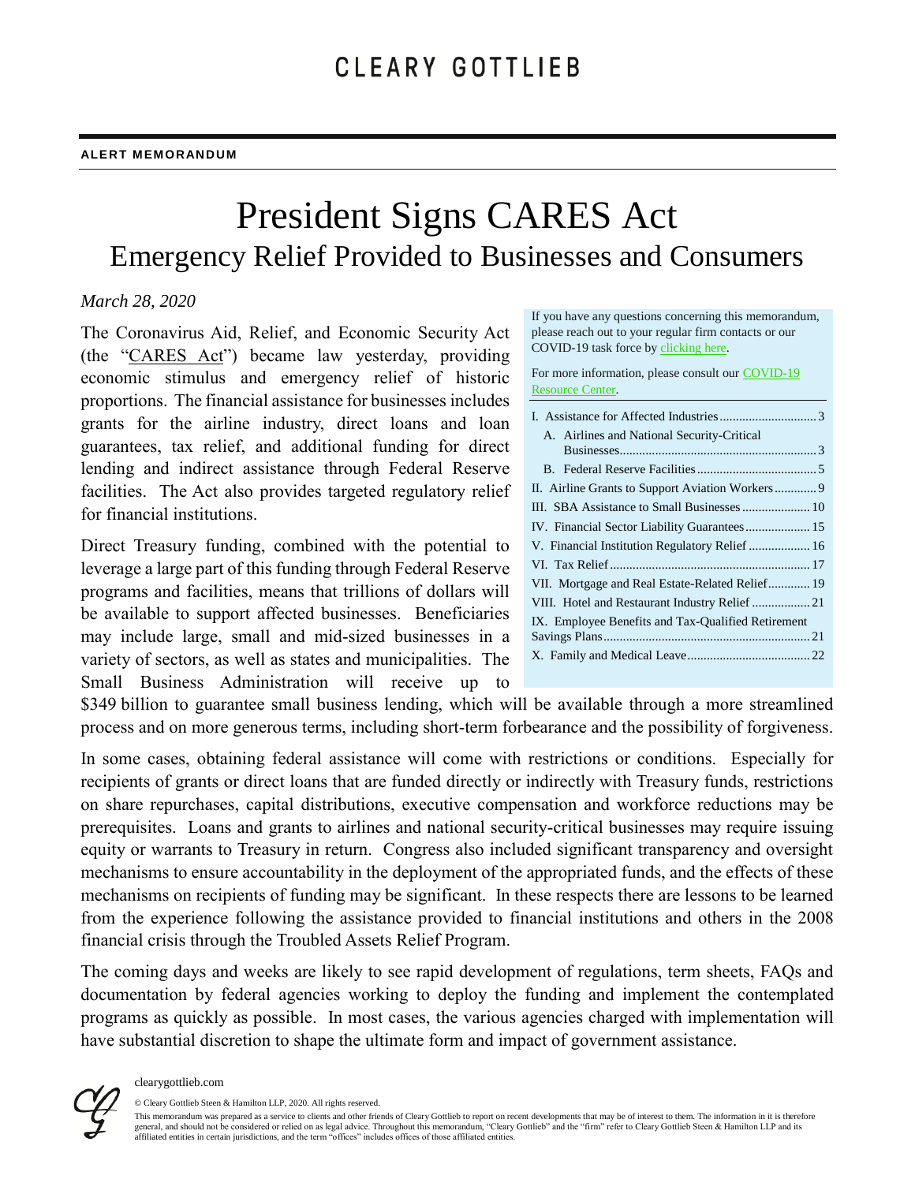CLEARY GOTTLIEB

**ALERT MEMORANDUM**

# President Signs CARES Act

## Emergency Relief Provided to Businesses and Consumers

*March 28, 2020*

If you have any questions concerning this memorandum, please reach out to your regular firm contacts or our COVID-19 task force by clicking here.

For more information, please consult our COVID-19 Resource Center.

I. Assistance for Affected Industries .......... 3
- A. Airlines and National Security-Critical Businesses .......... 3
- B. Federal Reserve Facilities .......... 5

II. Airline Grants to Support Aviation Workers .......... 9
III. SBA Assistance to Small Businesses .......... 10
IV. Financial Sector Liability Guarantees .......... 15
V. Financial Institution Regulatory Relief .......... 16
VI. Tax Relief .......... 17
VII. Mortgage and Real Estate-Related Relief .......... 19
VIII. Hotel and Restaurant Industry Relief .......... 21
IX. Employee Benefits and Tax-Qualified Retirement Savings Plans .......... 21
X. Family and Medical Leave .......... 22

The Coronavirus Aid, Relief, and Economic Security Act (the "CARES Act") became law yesterday, providing economic stimulus and emergency relief of historic proportions. The financial assistance for businesses includes grants for the airline industry, direct loans and loan guarantees, tax relief, and additional funding for direct lending and indirect assistance through Federal Reserve facilities. The Act also provides targeted regulatory relief for financial institutions.

Direct Treasury funding, combined with the potential to leverage a large part of this funding through Federal Reserve programs and facilities, means that trillions of dollars will be available to support affected businesses. Beneficiaries may include large, small and mid-sized businesses in a variety of sectors, as well as states and municipalities. The Small Business Administration will receive up to $349 billion to guarantee small business lending, which will be available through a more streamlined process and on more generous terms, including short-term forbearance and the possibility of forgiveness.

In some cases, obtaining federal assistance will come with restrictions or conditions. Especially for recipients of grants or direct loans that are funded directly or indirectly with Treasury funds, restrictions on share repurchases, capital distributions, executive compensation and workforce reductions may be prerequisites. Loans and grants to airlines and national security-critical businesses may require issuing equity or warrants to Treasury in return. Congress also included significant transparency and oversight mechanisms to ensure accountability in the deployment of the appropriated funds, and the effects of these mechanisms on recipients of funding may be significant. In these respects there are lessons to be learned from the experience following the assistance provided to financial institutions and others in the 2008 financial crisis through the Troubled Assets Relief Program.

The coming days and weeks are likely to see rapid development of regulations, term sheets, FAQs and documentation by federal agencies working to deploy the funding and implement the contemplated programs as quickly as possible. In most cases, the various agencies charged with implementation will have substantial discretion to shape the ultimate form and impact of government assistance.

clearygottlieb.com

© Cleary Gottlieb Steen & Hamilton LLP, 2020. All rights reserved.

This memorandum was prepared as a service to clients and other friends of Cleary Gottlieb to report on recent developments that may be of interest to them. The information in it is therefore general, and should not be considered or relied on as legal advice. Throughout this memorandum, "Cleary Gottlieb" and the "firm" refer to Cleary Gottlieb Steen & Hamilton LLP and its affiliated entities in certain jurisdictions, and the term "offices" includes offices of those affiliated entities.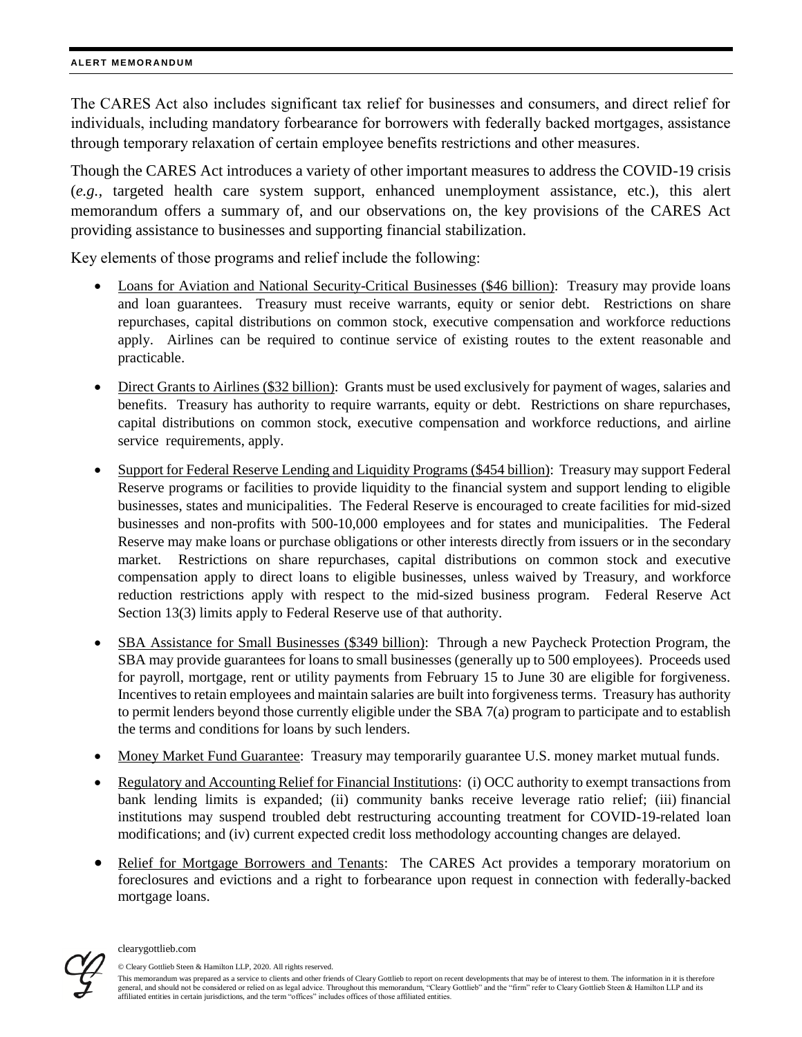The CARES Act also includes significant tax relief for businesses and consumers, and direct relief for individuals, including mandatory forbearance for borrowers with federally backed mortgages, assistance through temporary relaxation of certain employee benefits restrictions and other measures.

Though the CARES Act introduces a variety of other important measures to address the COVID-19 crisis (*e.g.,* targeted health care system support, enhanced unemployment assistance, etc.), this alert memorandum offers a summary of, and our observations on, the key provisions of the CARES Act providing assistance to businesses and supporting financial stabilization.

Key elements of those programs and relief include the following:

- Loans for Aviation and National Security-Critical Businesses ($46 billion): Treasury may provide loans and loan guarantees. Treasury must receive warrants, equity or senior debt. Restrictions on share repurchases, capital distributions on common stock, executive compensation and workforce reductions apply. Airlines can be required to continue service of existing routes to the extent reasonable and practicable.
- Direct Grants to Airlines ($32 billion): Grants must be used exclusively for payment of wages, salaries and benefits. Treasury has authority to require warrants, equity or debt. Restrictions on share repurchases, capital distributions on common stock, executive compensation and workforce reductions, and airline service requirements, apply.
- Support for Federal Reserve Lending and Liquidity Programs ($454 billion): Treasury may support Federal Reserve programs or facilities to provide liquidity to the financial system and support lending to eligible businesses, states and municipalities. The Federal Reserve is encouraged to create facilities for mid-sized businesses and non-profits with 500-10,000 employees and for states and municipalities. The Federal Reserve may make loans or purchase obligations or other interests directly from issuers or in the secondary market. Restrictions on share repurchases, capital distributions on common stock and executive compensation apply to direct loans to eligible businesses, unless waived by Treasury, and workforce reduction restrictions apply with respect to the mid-sized business program. Federal Reserve Act Section 13(3) limits apply to Federal Reserve use of that authority.
- SBA Assistance for Small Businesses ($349 billion): Through a new Paycheck Protection Program, the SBA may provide guarantees for loans to small businesses (generally up to 500 employees). Proceeds used for payroll, mortgage, rent or utility payments from February 15 to June 30 are eligible for forgiveness. Incentives to retain employees and maintain salaries are built into forgiveness terms. Treasury has authority to permit lenders beyond those currently eligible under the SBA 7(a) program to participate and to establish the terms and conditions for loans by such lenders.
- Money Market Fund Guarantee: Treasury may temporarily guarantee U.S. money market mutual funds.
- Regulatory and Accounting Relief for Financial Institutions: (i) OCC authority to exempt transactions from bank lending limits is expanded; (ii) community banks receive leverage ratio relief; (iii) financial institutions may suspend troubled debt restructuring accounting treatment for COVID-19-related loan modifications; and (iv) current expected credit loss methodology accounting changes are delayed.
- Relief for Mortgage Borrowers and Tenants: The CARES Act provides a temporary moratorium on foreclosures and evictions and a right to forbearance upon request in connection with federally-backed mortgage loans.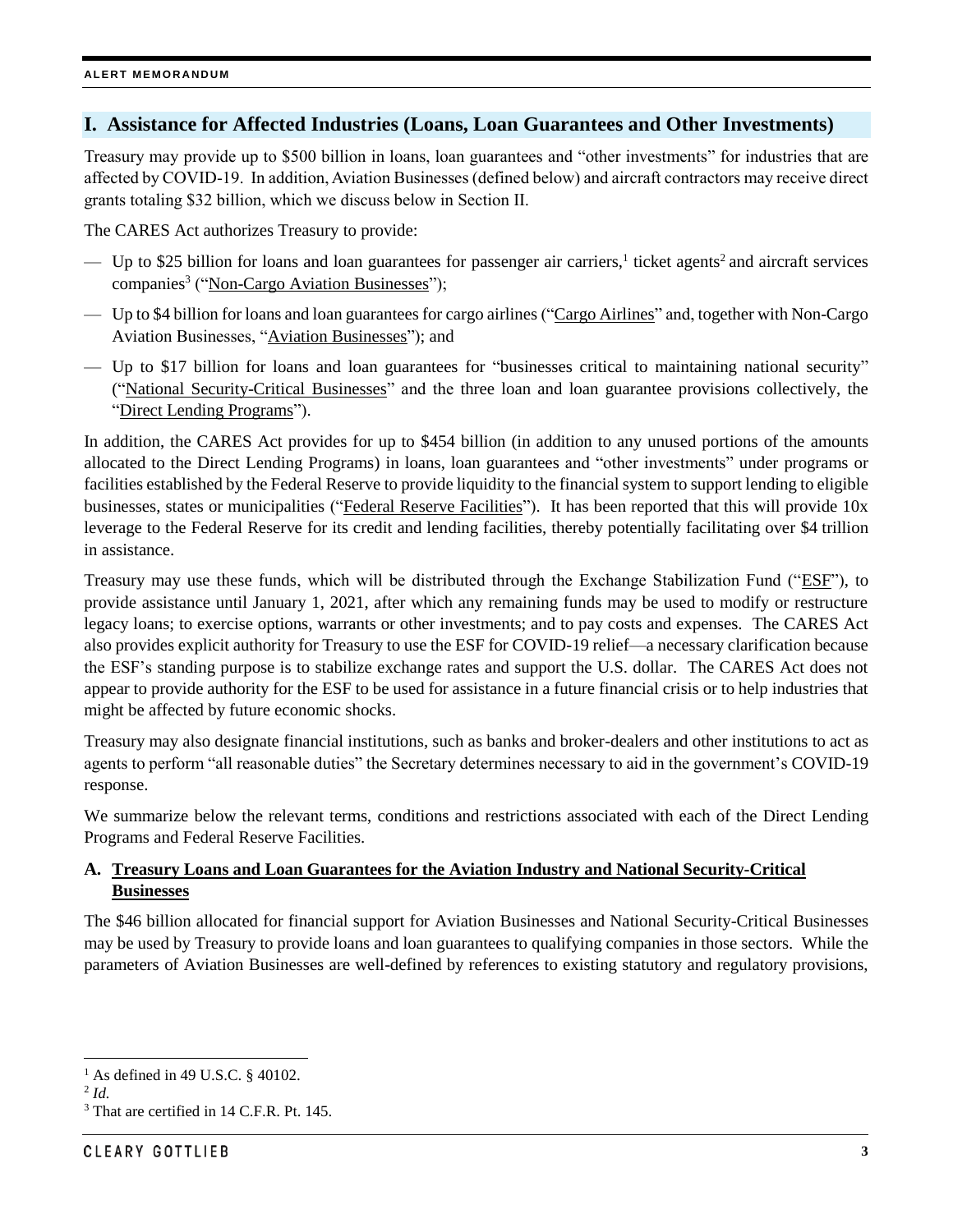## I. Assistance for Affected Industries (Loans, Loan Guarantees and Other Investments)

Treasury may provide up to $500 billion in loans, loan guarantees and "other investments" for industries that are affected by COVID-19. In addition, Aviation Businesses (defined below) and aircraft contractors may receive direct grants totaling $32 billion, which we discuss below in Section II.

The CARES Act authorizes Treasury to provide:

- Up to $25 billion for loans and loan guarantees for passenger air carriers,[1] ticket agents[2] and aircraft services companies[3] ("Non-Cargo Aviation Businesses");
- Up to $4 billion for loans and loan guarantees for cargo airlines ("Cargo Airlines" and, together with Non-Cargo Aviation Businesses, "Aviation Businesses"); and
- Up to $17 billion for loans and loan guarantees for "businesses critical to maintaining national security" ("National Security-Critical Businesses" and the three loan and loan guarantee provisions collectively, the "Direct Lending Programs").

In addition, the CARES Act provides for up to $454 billion (in addition to any unused portions of the amounts allocated to the Direct Lending Programs) in loans, loan guarantees and "other investments" under programs or facilities established by the Federal Reserve to provide liquidity to the financial system to support lending to eligible businesses, states or municipalities ("Federal Reserve Facilities"). It has been reported that this will provide 10x leverage to the Federal Reserve for its credit and lending facilities, thereby potentially facilitating over $4 trillion in assistance.

Treasury may use these funds, which will be distributed through the Exchange Stabilization Fund ("ESF"), to provide assistance until January 1, 2021, after which any remaining funds may be used to modify or restructure legacy loans; to exercise options, warrants or other investments; and to pay costs and expenses. The CARES Act also provides explicit authority for Treasury to use the ESF for COVID-19 relief—a necessary clarification because the ESF's standing purpose is to stabilize exchange rates and support the U.S. dollar. The CARES Act does not appear to provide authority for the ESF to be used for assistance in a future financial crisis or to help industries that might be affected by future economic shocks.

Treasury may also designate financial institutions, such as banks and broker-dealers and other institutions to act as agents to perform "all reasonable duties" the Secretary determines necessary to aid in the government's COVID-19 response.

We summarize below the relevant terms, conditions and restrictions associated with each of the Direct Lending Programs and Federal Reserve Facilities.

### A. Treasury Loans and Loan Guarantees for the Aviation Industry and National Security-Critical Businesses

The $46 billion allocated for financial support for Aviation Businesses and National Security-Critical Businesses may be used by Treasury to provide loans and loan guarantees to qualifying companies in those sectors. While the parameters of Aviation Businesses are well-defined by references to existing statutory and regulatory provisions,

---

[1] As defined in 49 U.S.C. § 40102.

[2] *Id.*

[3] That are certified in 14 C.F.R. Pt. 145.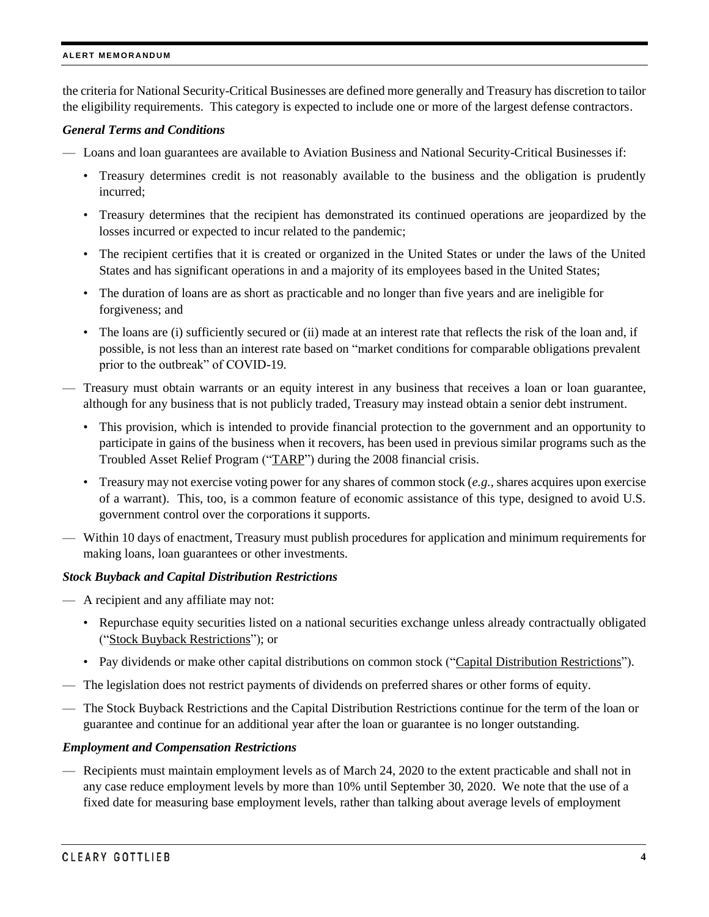the criteria for National Security-Critical Businesses are defined more generally and Treasury has discretion to tailor the eligibility requirements. This category is expected to include one or more of the largest defense contractors.

***General Terms and Conditions***

- Loans and loan guarantees are available to Aviation Business and National Security-Critical Businesses if:
  - Treasury determines credit is not reasonably available to the business and the obligation is prudently incurred;
  - Treasury determines that the recipient has demonstrated its continued operations are jeopardized by the losses incurred or expected to incur related to the pandemic;
  - The recipient certifies that it is created or organized in the United States or under the laws of the United States and has significant operations in and a majority of its employees based in the United States;
  - The duration of loans are as short as practicable and no longer than five years and are ineligible for forgiveness; and
  - The loans are (i) sufficiently secured or (ii) made at an interest rate that reflects the risk of the loan and, if possible, is not less than an interest rate based on "market conditions for comparable obligations prevalent prior to the outbreak" of COVID-19.
- Treasury must obtain warrants or an equity interest in any business that receives a loan or loan guarantee, although for any business that is not publicly traded, Treasury may instead obtain a senior debt instrument.
  - This provision, which is intended to provide financial protection to the government and an opportunity to participate in gains of the business when it recovers, has been used in previous similar programs such as the Troubled Asset Relief Program ("TARP") during the 2008 financial crisis.
  - Treasury may not exercise voting power for any shares of common stock (*e.g.*, shares acquires upon exercise of a warrant). This, too, is a common feature of economic assistance of this type, designed to avoid U.S. government control over the corporations it supports.
- Within 10 days of enactment, Treasury must publish procedures for application and minimum requirements for making loans, loan guarantees or other investments.

***Stock Buyback and Capital Distribution Restrictions***

- A recipient and any affiliate may not:
  - Repurchase equity securities listed on a national securities exchange unless already contractually obligated ("Stock Buyback Restrictions"); or
  - Pay dividends or make other capital distributions on common stock ("Capital Distribution Restrictions").
- The legislation does not restrict payments of dividends on preferred shares or other forms of equity.
- The Stock Buyback Restrictions and the Capital Distribution Restrictions continue for the term of the loan or guarantee and continue for an additional year after the loan or guarantee is no longer outstanding.

***Employment and Compensation Restrictions***

- Recipients must maintain employment levels as of March 24, 2020 to the extent practicable and shall not in any case reduce employment levels by more than 10% until September 30, 2020. We note that the use of a fixed date for measuring base employment levels, rather than talking about average levels of employment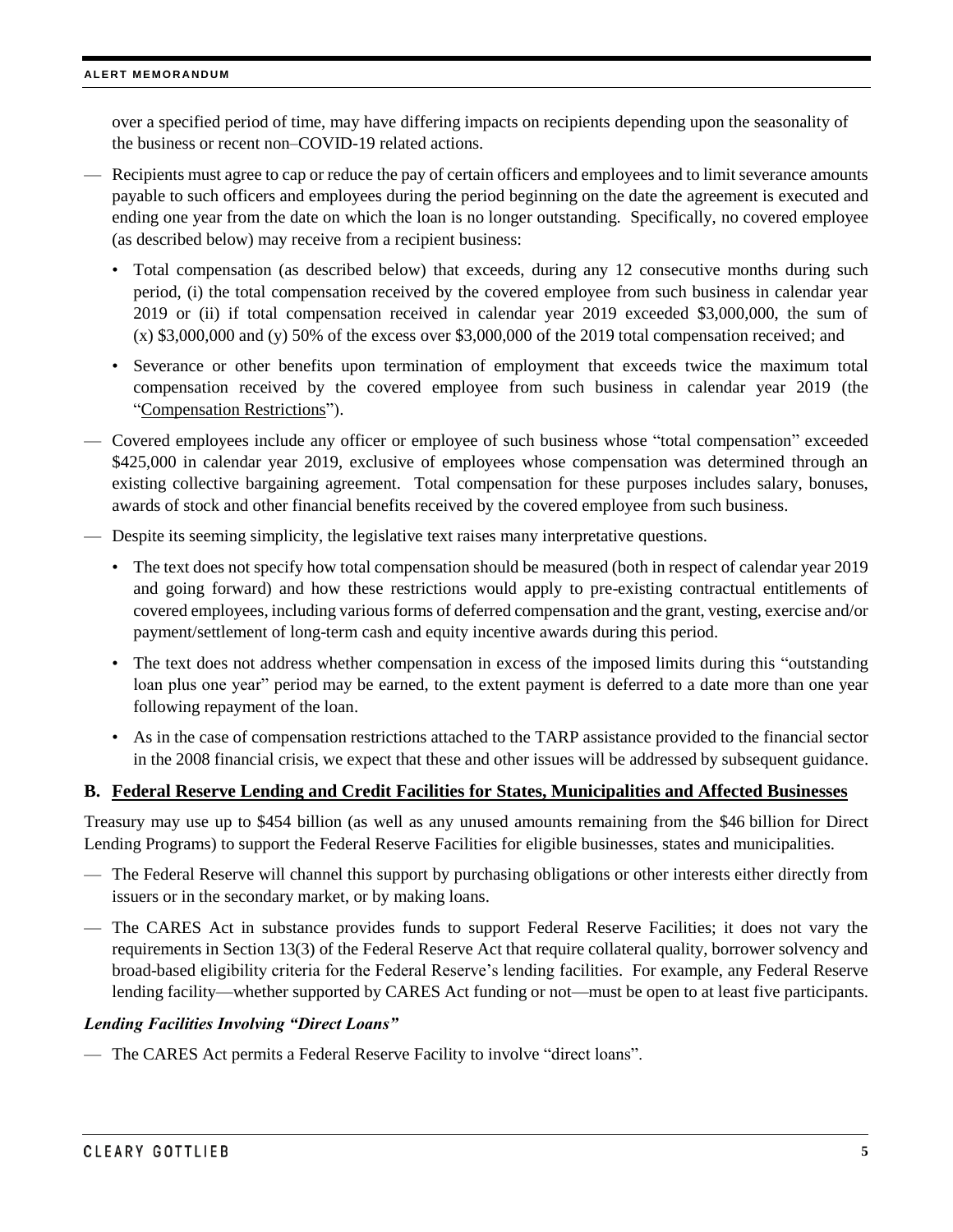over a specified period of time, may have differing impacts on recipients depending upon the seasonality of the business or recent non–COVID-19 related actions.

- Recipients must agree to cap or reduce the pay of certain officers and employees and to limit severance amounts payable to such officers and employees during the period beginning on the date the agreement is executed and ending one year from the date on which the loan is no longer outstanding. Specifically, no covered employee (as described below) may receive from a recipient business:
  - Total compensation (as described below) that exceeds, during any 12 consecutive months during such period, (i) the total compensation received by the covered employee from such business in calendar year 2019 or (ii) if total compensation received in calendar year 2019 exceeded $3,000,000, the sum of (x) $3,000,000 and (y) 50% of the excess over $3,000,000 of the 2019 total compensation received; and
  - Severance or other benefits upon termination of employment that exceeds twice the maximum total compensation received by the covered employee from such business in calendar year 2019 (the "<u>Compensation Restrictions</u>").
- Covered employees include any officer or employee of such business whose "total compensation" exceeded $425,000 in calendar year 2019, exclusive of employees whose compensation was determined through an existing collective bargaining agreement. Total compensation for these purposes includes salary, bonuses, awards of stock and other financial benefits received by the covered employee from such business.
- Despite its seeming simplicity, the legislative text raises many interpretative questions.
  - The text does not specify how total compensation should be measured (both in respect of calendar year 2019 and going forward) and how these restrictions would apply to pre-existing contractual entitlements of covered employees, including various forms of deferred compensation and the grant, vesting, exercise and/or payment/settlement of long-term cash and equity incentive awards during this period.
  - The text does not address whether compensation in excess of the imposed limits during this "outstanding loan plus one year" period may be earned, to the extent payment is deferred to a date more than one year following repayment of the loan.
  - As in the case of compensation restrictions attached to the TARP assistance provided to the financial sector in the 2008 financial crisis, we expect that these and other issues will be addressed by subsequent guidance.

## B. <u>Federal Reserve Lending and Credit Facilities for States, Municipalities and Affected Businesses</u>

Treasury may use up to $454 billion (as well as any unused amounts remaining from the $46 billion for Direct Lending Programs) to support the Federal Reserve Facilities for eligible businesses, states and municipalities.

- The Federal Reserve will channel this support by purchasing obligations or other interests either directly from issuers or in the secondary market, or by making loans.
- The CARES Act in substance provides funds to support Federal Reserve Facilities; it does not vary the requirements in Section 13(3) of the Federal Reserve Act that require collateral quality, borrower solvency and broad-based eligibility criteria for the Federal Reserve's lending facilities. For example, any Federal Reserve lending facility—whether supported by CARES Act funding or not—must be open to at least five participants.

### *Lending Facilities Involving "Direct Loans"*

- The CARES Act permits a Federal Reserve Facility to involve "direct loans".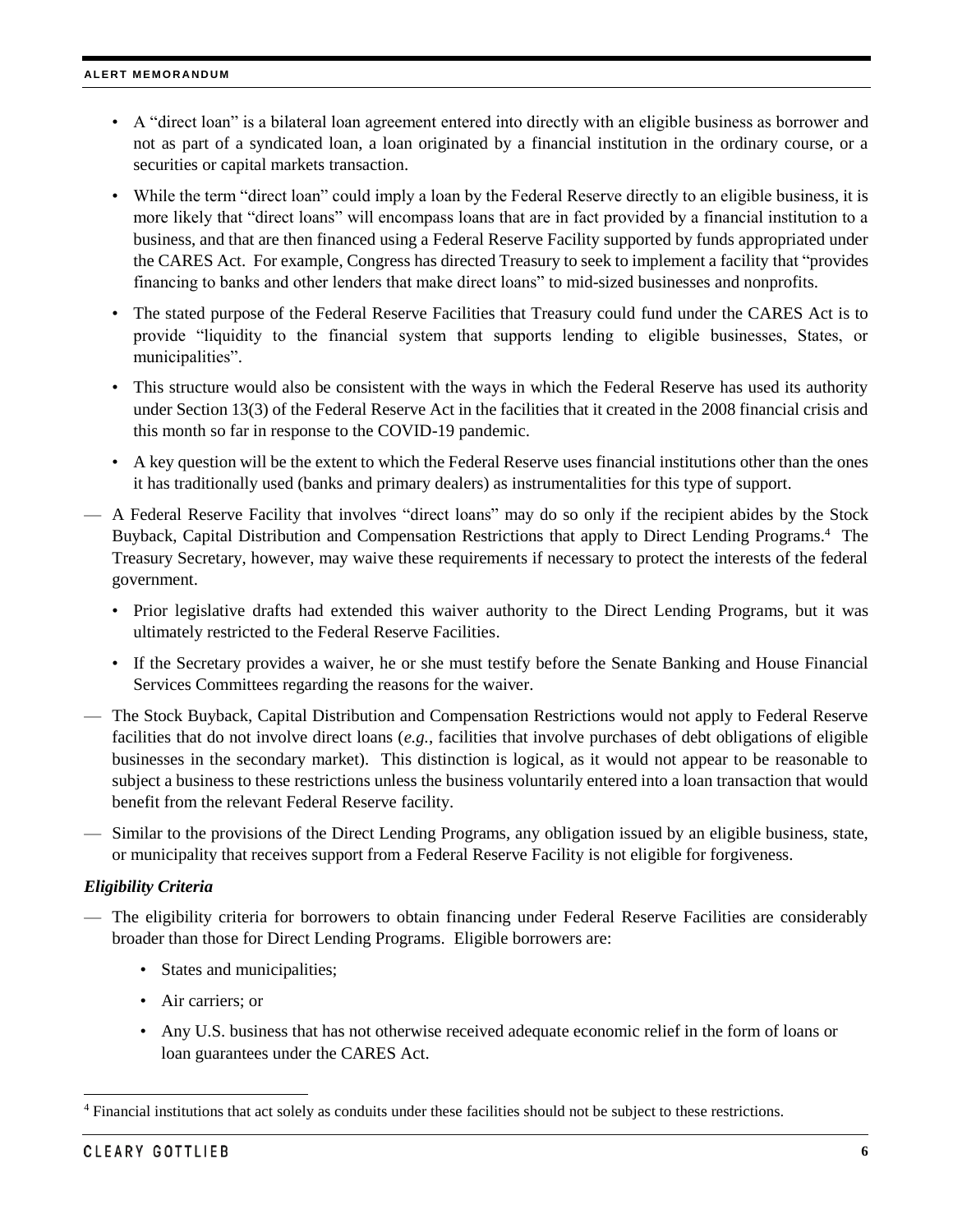- A "direct loan" is a bilateral loan agreement entered into directly with an eligible business as borrower and not as part of a syndicated loan, a loan originated by a financial institution in the ordinary course, or a securities or capital markets transaction.
- While the term "direct loan" could imply a loan by the Federal Reserve directly to an eligible business, it is more likely that "direct loans" will encompass loans that are in fact provided by a financial institution to a business, and that are then financed using a Federal Reserve Facility supported by funds appropriated under the CARES Act. For example, Congress has directed Treasury to seek to implement a facility that "provides financing to banks and other lenders that make direct loans" to mid-sized businesses and nonprofits.
- The stated purpose of the Federal Reserve Facilities that Treasury could fund under the CARES Act is to provide "liquidity to the financial system that supports lending to eligible businesses, States, or municipalities".
- This structure would also be consistent with the ways in which the Federal Reserve has used its authority under Section 13(3) of the Federal Reserve Act in the facilities that it created in the 2008 financial crisis and this month so far in response to the COVID-19 pandemic.
- A key question will be the extent to which the Federal Reserve uses financial institutions other than the ones it has traditionally used (banks and primary dealers) as instrumentalities for this type of support.

— A Federal Reserve Facility that involves "direct loans" may do so only if the recipient abides by the Stock Buyback, Capital Distribution and Compensation Restrictions that apply to Direct Lending Programs.[4] The Treasury Secretary, however, may waive these requirements if necessary to protect the interests of the federal government.

- Prior legislative drafts had extended this waiver authority to the Direct Lending Programs, but it was ultimately restricted to the Federal Reserve Facilities.
- If the Secretary provides a waiver, he or she must testify before the Senate Banking and House Financial Services Committees regarding the reasons for the waiver.

— The Stock Buyback, Capital Distribution and Compensation Restrictions would not apply to Federal Reserve facilities that do not involve direct loans (*e.g.*, facilities that involve purchases of debt obligations of eligible businesses in the secondary market). This distinction is logical, as it would not appear to be reasonable to subject a business to these restrictions unless the business voluntarily entered into a loan transaction that would benefit from the relevant Federal Reserve facility.

— Similar to the provisions of the Direct Lending Programs, any obligation issued by an eligible business, state, or municipality that receives support from a Federal Reserve Facility is not eligible for forgiveness.

***Eligibility Criteria***

— The eligibility criteria for borrowers to obtain financing under Federal Reserve Facilities are considerably broader than those for Direct Lending Programs. Eligible borrowers are:

- States and municipalities;
- Air carriers; or
- Any U.S. business that has not otherwise received adequate economic relief in the form of loans or loan guarantees under the CARES Act.

[4] Financial institutions that act solely as conduits under these facilities should not be subject to these restrictions.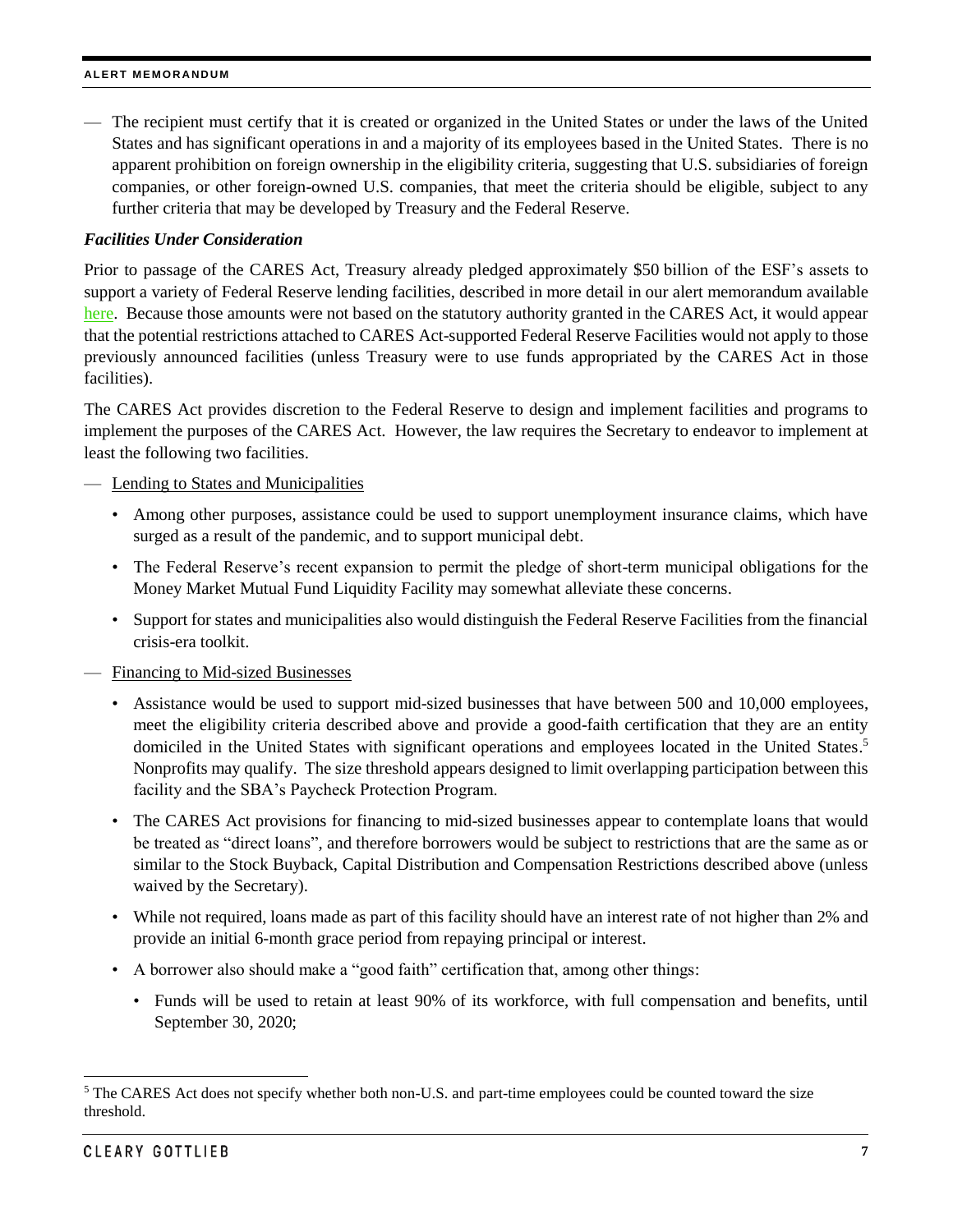— The recipient must certify that it is created or organized in the United States or under the laws of the United States and has significant operations in and a majority of its employees based in the United States. There is no apparent prohibition on foreign ownership in the eligibility criteria, suggesting that U.S. subsidiaries of foreign companies, or other foreign-owned U.S. companies, that meet the criteria should be eligible, subject to any further criteria that may be developed by Treasury and the Federal Reserve.

***Facilities Under Consideration***

Prior to passage of the CARES Act, Treasury already pledged approximately $50 billion of the ESF's assets to support a variety of Federal Reserve lending facilities, described in more detail in our alert memorandum available here. Because those amounts were not based on the statutory authority granted in the CARES Act, it would appear that the potential restrictions attached to CARES Act-supported Federal Reserve Facilities would not apply to those previously announced facilities (unless Treasury were to use funds appropriated by the CARES Act in those facilities).

The CARES Act provides discretion to the Federal Reserve to design and implement facilities and programs to implement the purposes of the CARES Act. However, the law requires the Secretary to endeavor to implement at least the following two facilities.

— <u>Lending to States and Municipalities</u>

  - Among other purposes, assistance could be used to support unemployment insurance claims, which have surged as a result of the pandemic, and to support municipal debt.
  - The Federal Reserve's recent expansion to permit the pledge of short-term municipal obligations for the Money Market Mutual Fund Liquidity Facility may somewhat alleviate these concerns.
  - Support for states and municipalities also would distinguish the Federal Reserve Facilities from the financial crisis-era toolkit.

— <u>Financing to Mid-sized Businesses</u>

  - Assistance would be used to support mid-sized businesses that have between 500 and 10,000 employees, meet the eligibility criteria described above and provide a good-faith certification that they are an entity domiciled in the United States with significant operations and employees located in the United States.[5] Nonprofits may qualify. The size threshold appears designed to limit overlapping participation between this facility and the SBA's Paycheck Protection Program.
  - The CARES Act provisions for financing to mid-sized businesses appear to contemplate loans that would be treated as "direct loans", and therefore borrowers would be subject to restrictions that are the same as or similar to the Stock Buyback, Capital Distribution and Compensation Restrictions described above (unless waived by the Secretary).
  - While not required, loans made as part of this facility should have an interest rate of not higher than 2% and provide an initial 6-month grace period from repaying principal or interest.
  - A borrower also should make a "good faith" certification that, among other things:
    - Funds will be used to retain at least 90% of its workforce, with full compensation and benefits, until September 30, 2020;

[5] The CARES Act does not specify whether both non-U.S. and part-time employees could be counted toward the size threshold.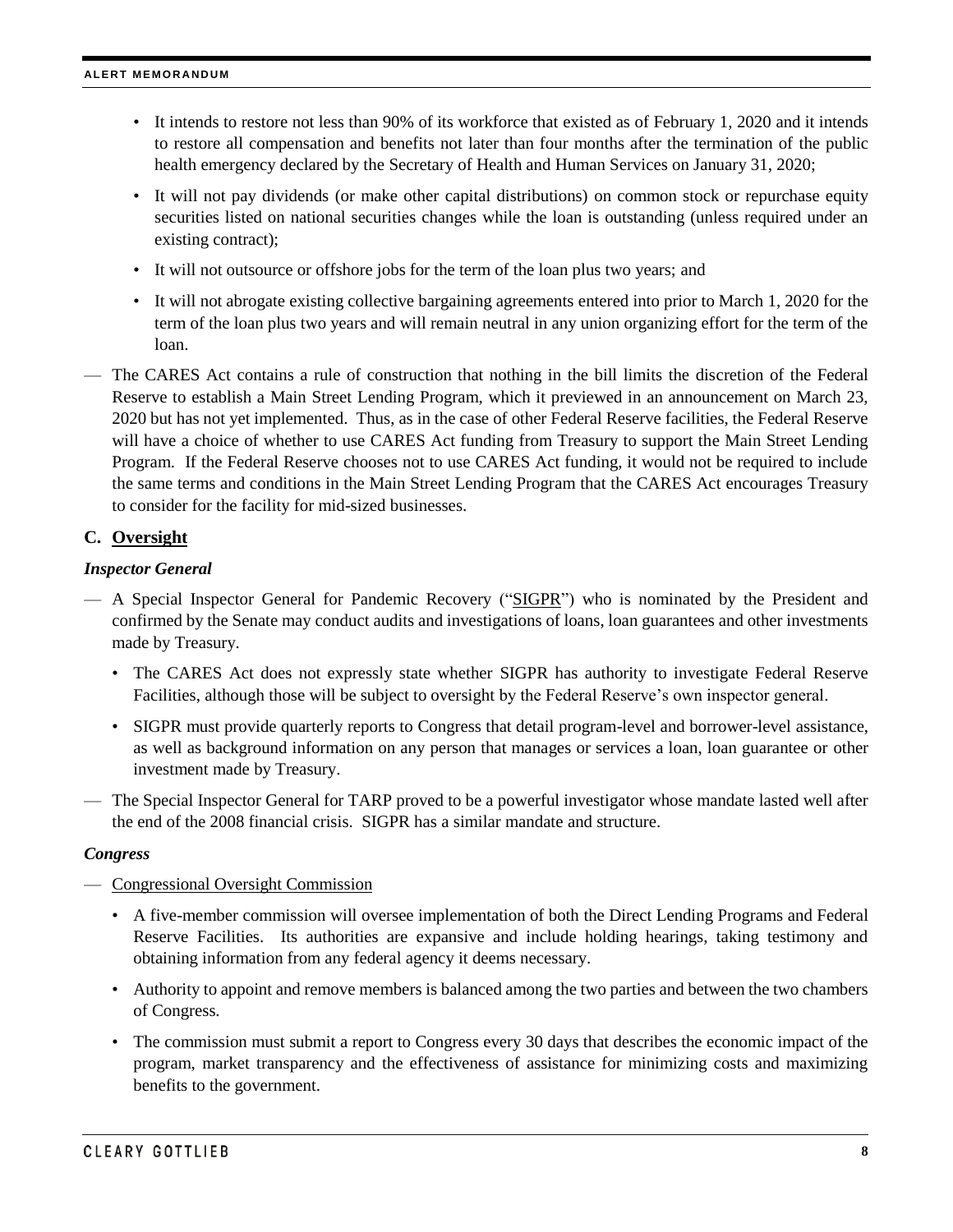- It intends to restore not less than 90% of its workforce that existed as of February 1, 2020 and it intends to restore all compensation and benefits not later than four months after the termination of the public health emergency declared by the Secretary of Health and Human Services on January 31, 2020;
- It will not pay dividends (or make other capital distributions) on common stock or repurchase equity securities listed on national securities changes while the loan is outstanding (unless required under an existing contract);
- It will not outsource or offshore jobs for the term of the loan plus two years; and
- It will not abrogate existing collective bargaining agreements entered into prior to March 1, 2020 for the term of the loan plus two years and will remain neutral in any union organizing effort for the term of the loan.

— The CARES Act contains a rule of construction that nothing in the bill limits the discretion of the Federal Reserve to establish a Main Street Lending Program, which it previewed in an announcement on March 23, 2020 but has not yet implemented. Thus, as in the case of other Federal Reserve facilities, the Federal Reserve will have a choice of whether to use CARES Act funding from Treasury to support the Main Street Lending Program. If the Federal Reserve chooses not to use CARES Act funding, it would not be required to include the same terms and conditions in the Main Street Lending Program that the CARES Act encourages Treasury to consider for the facility for mid-sized businesses.

## C. Oversight

### *Inspector General*

— A Special Inspector General for Pandemic Recovery ("SIGPR") who is nominated by the President and confirmed by the Senate may conduct audits and investigations of loans, loan guarantees and other investments made by Treasury.

- The CARES Act does not expressly state whether SIGPR has authority to investigate Federal Reserve Facilities, although those will be subject to oversight by the Federal Reserve's own inspector general.
- SIGPR must provide quarterly reports to Congress that detail program-level and borrower-level assistance, as well as background information on any person that manages or services a loan, loan guarantee or other investment made by Treasury.

— The Special Inspector General for TARP proved to be a powerful investigator whose mandate lasted well after the end of the 2008 financial crisis. SIGPR has a similar mandate and structure.

### *Congress*

— Congressional Oversight Commission

- A five-member commission will oversee implementation of both the Direct Lending Programs and Federal Reserve Facilities. Its authorities are expansive and include holding hearings, taking testimony and obtaining information from any federal agency it deems necessary.
- Authority to appoint and remove members is balanced among the two parties and between the two chambers of Congress.
- The commission must submit a report to Congress every 30 days that describes the economic impact of the program, market transparency and the effectiveness of assistance for minimizing costs and maximizing benefits to the government.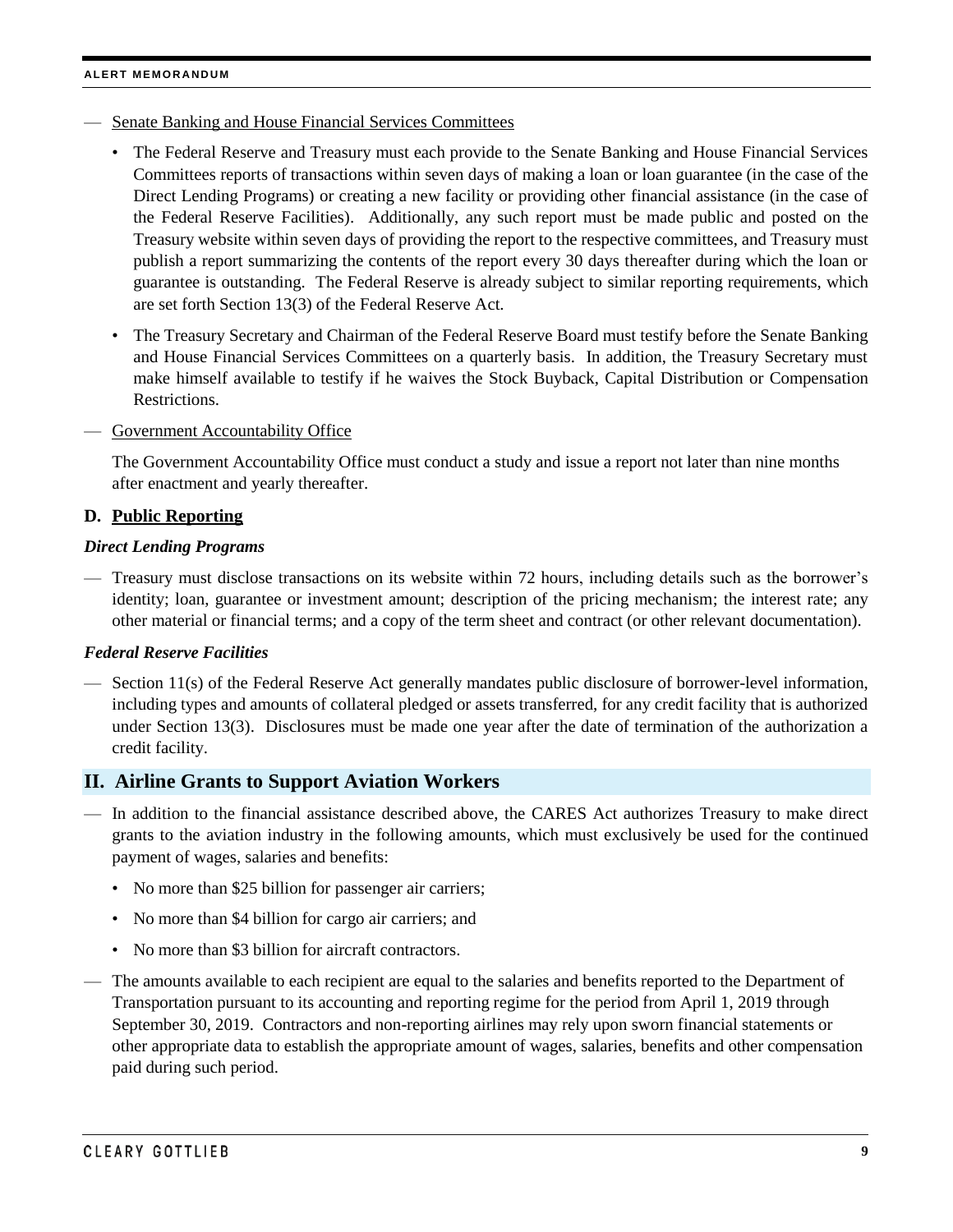— Senate Banking and House Financial Services Committees

- The Federal Reserve and Treasury must each provide to the Senate Banking and House Financial Services Committees reports of transactions within seven days of making a loan or loan guarantee (in the case of the Direct Lending Programs) or creating a new facility or providing other financial assistance (in the case of the Federal Reserve Facilities). Additionally, any such report must be made public and posted on the Treasury website within seven days of providing the report to the respective committees, and Treasury must publish a report summarizing the contents of the report every 30 days thereafter during which the loan or guarantee is outstanding. The Federal Reserve is already subject to similar reporting requirements, which are set forth Section 13(3) of the Federal Reserve Act.
- The Treasury Secretary and Chairman of the Federal Reserve Board must testify before the Senate Banking and House Financial Services Committees on a quarterly basis. In addition, the Treasury Secretary must make himself available to testify if he waives the Stock Buyback, Capital Distribution or Compensation Restrictions.

— Government Accountability Office

The Government Accountability Office must conduct a study and issue a report not later than nine months after enactment and yearly thereafter.

### D. Public Reporting

***Direct Lending Programs***

— Treasury must disclose transactions on its website within 72 hours, including details such as the borrower's identity; loan, guarantee or investment amount; description of the pricing mechanism; the interest rate; any other material or financial terms; and a copy of the term sheet and contract (or other relevant documentation).

***Federal Reserve Facilities***

— Section 11(s) of the Federal Reserve Act generally mandates public disclosure of borrower-level information, including types and amounts of collateral pledged or assets transferred, for any credit facility that is authorized under Section 13(3). Disclosures must be made one year after the date of termination of the authorization a credit facility.

## II. Airline Grants to Support Aviation Workers

— In addition to the financial assistance described above, the CARES Act authorizes Treasury to make direct grants to the aviation industry in the following amounts, which must exclusively be used for the continued payment of wages, salaries and benefits:

- No more than $25 billion for passenger air carriers;
- No more than $4 billion for cargo air carriers; and
- No more than $3 billion for aircraft contractors.

— The amounts available to each recipient are equal to the salaries and benefits reported to the Department of Transportation pursuant to its accounting and reporting regime for the period from April 1, 2019 through September 30, 2019. Contractors and non-reporting airlines may rely upon sworn financial statements or other appropriate data to establish the appropriate amount of wages, salaries, benefits and other compensation paid during such period.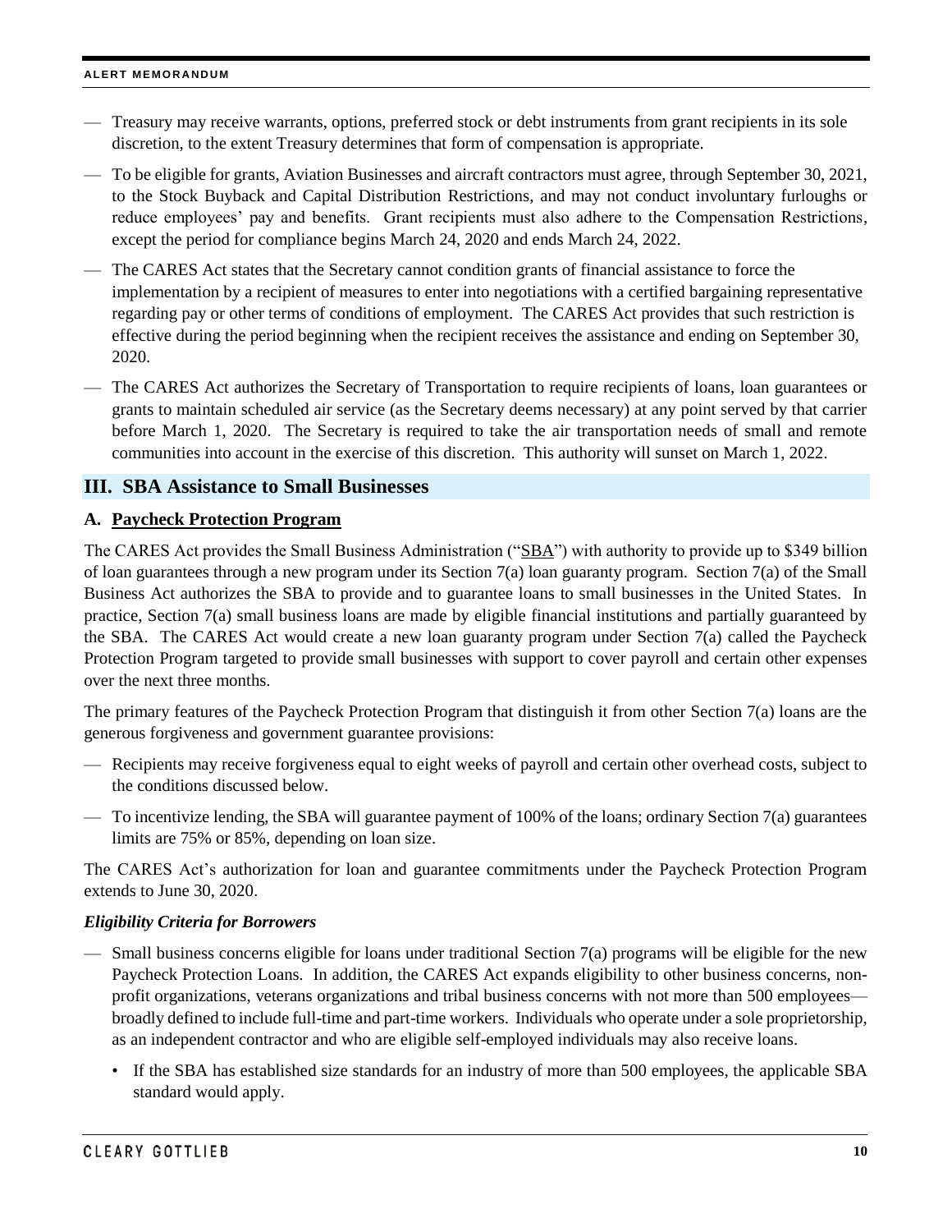- Treasury may receive warrants, options, preferred stock or debt instruments from grant recipients in its sole discretion, to the extent Treasury determines that form of compensation is appropriate.
- To be eligible for grants, Aviation Businesses and aircraft contractors must agree, through September 30, 2021, to the Stock Buyback and Capital Distribution Restrictions, and may not conduct involuntary furloughs or reduce employees' pay and benefits. Grant recipients must also adhere to the Compensation Restrictions, except the period for compliance begins March 24, 2020 and ends March 24, 2022.
- The CARES Act states that the Secretary cannot condition grants of financial assistance to force the implementation by a recipient of measures to enter into negotiations with a certified bargaining representative regarding pay or other terms of conditions of employment. The CARES Act provides that such restriction is effective during the period beginning when the recipient receives the assistance and ending on September 30, 2020.
- The CARES Act authorizes the Secretary of Transportation to require recipients of loans, loan guarantees or grants to maintain scheduled air service (as the Secretary deems necessary) at any point served by that carrier before March 1, 2020. The Secretary is required to take the air transportation needs of small and remote communities into account in the exercise of this discretion. This authority will sunset on March 1, 2022.

## III. SBA Assistance to Small Businesses

### A. Paycheck Protection Program

The CARES Act provides the Small Business Administration ("SBA") with authority to provide up to $349 billion of loan guarantees through a new program under its Section 7(a) loan guaranty program. Section 7(a) of the Small Business Act authorizes the SBA to provide and to guarantee loans to small businesses in the United States. In practice, Section 7(a) small business loans are made by eligible financial institutions and partially guaranteed by the SBA. The CARES Act would create a new loan guaranty program under Section 7(a) called the Paycheck Protection Program targeted to provide small businesses with support to cover payroll and certain other expenses over the next three months.

The primary features of the Paycheck Protection Program that distinguish it from other Section 7(a) loans are the generous forgiveness and government guarantee provisions:

- Recipients may receive forgiveness equal to eight weeks of payroll and certain other overhead costs, subject to the conditions discussed below.
- To incentivize lending, the SBA will guarantee payment of 100% of the loans; ordinary Section 7(a) guarantees limits are 75% or 85%, depending on loan size.

The CARES Act's authorization for loan and guarantee commitments under the Paycheck Protection Program extends to June 30, 2020.

***Eligibility Criteria for Borrowers***

- Small business concerns eligible for loans under traditional Section 7(a) programs will be eligible for the new Paycheck Protection Loans. In addition, the CARES Act expands eligibility to other business concerns, non-profit organizations, veterans organizations and tribal business concerns with not more than 500 employees—broadly defined to include full-time and part-time workers. Individuals who operate under a sole proprietorship, as an independent contractor and who are eligible self-employed individuals may also receive loans.
  - If the SBA has established size standards for an industry of more than 500 employees, the applicable SBA standard would apply.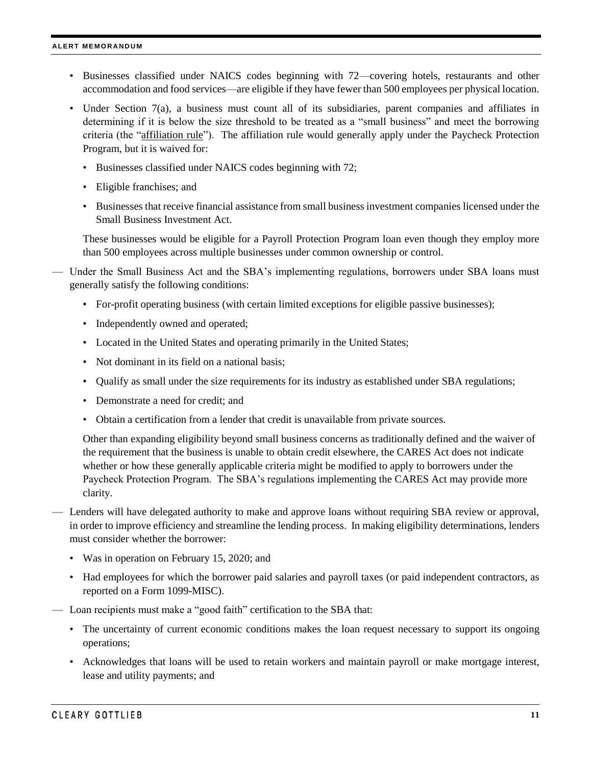- Businesses classified under NAICS codes beginning with 72—covering hotels, restaurants and other accommodation and food services—are eligible if they have fewer than 500 employees per physical location.
- Under Section 7(a), a business must count all of its subsidiaries, parent companies and affiliates in determining if it is below the size threshold to be treated as a "small business" and meet the borrowing criteria (the "affiliation rule"). The affiliation rule would generally apply under the Paycheck Protection Program, but it is waived for:
  - Businesses classified under NAICS codes beginning with 72;
  - Eligible franchises; and
  - Businesses that receive financial assistance from small business investment companies licensed under the Small Business Investment Act.

  These businesses would be eligible for a Payroll Protection Program loan even though they employ more than 500 employees across multiple businesses under common ownership or control.

— Under the Small Business Act and the SBA's implementing regulations, borrowers under SBA loans must generally satisfy the following conditions:

  - For-profit operating business (with certain limited exceptions for eligible passive businesses);
  - Independently owned and operated;
  - Located in the United States and operating primarily in the United States;
  - Not dominant in its field on a national basis;
  - Qualify as small under the size requirements for its industry as established under SBA regulations;
  - Demonstrate a need for credit; and
  - Obtain a certification from a lender that credit is unavailable from private sources.

  Other than expanding eligibility beyond small business concerns as traditionally defined and the waiver of the requirement that the business is unable to obtain credit elsewhere, the CARES Act does not indicate whether or how these generally applicable criteria might be modified to apply to borrowers under the Paycheck Protection Program. The SBA's regulations implementing the CARES Act may provide more clarity.

— Lenders will have delegated authority to make and approve loans without requiring SBA review or approval, in order to improve efficiency and streamline the lending process. In making eligibility determinations, lenders must consider whether the borrower:

  - Was in operation on February 15, 2020; and
  - Had employees for which the borrower paid salaries and payroll taxes (or paid independent contractors, as reported on a Form 1099-MISC).

— Loan recipients must make a "good faith" certification to the SBA that:

  - The uncertainty of current economic conditions makes the loan request necessary to support its ongoing operations;
  - Acknowledges that loans will be used to retain workers and maintain payroll or make mortgage interest, lease and utility payments; and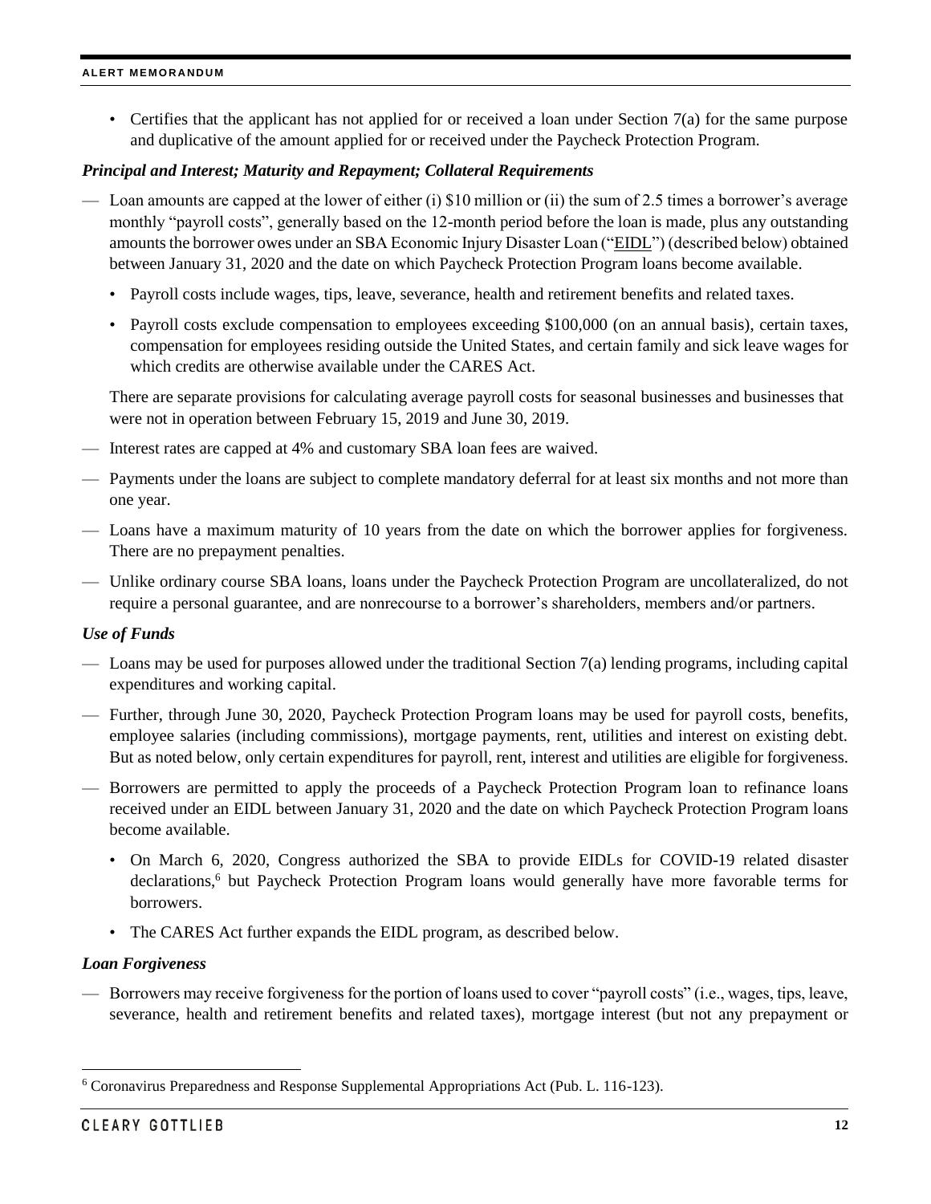- Certifies that the applicant has not applied for or received a loan under Section 7(a) for the same purpose and duplicative of the amount applied for or received under the Paycheck Protection Program.

***Principal and Interest; Maturity and Repayment; Collateral Requirements***

— Loan amounts are capped at the lower of either (i) $10 million or (ii) the sum of 2.5 times a borrower's average monthly "payroll costs", generally based on the 12-month period before the loan is made, plus any outstanding amounts the borrower owes under an SBA Economic Injury Disaster Loan ("EIDL") (described below) obtained between January 31, 2020 and the date on which Paycheck Protection Program loans become available.

  - Payroll costs include wages, tips, leave, severance, health and retirement benefits and related taxes.
  - Payroll costs exclude compensation to employees exceeding $100,000 (on an annual basis), certain taxes, compensation for employees residing outside the United States, and certain family and sick leave wages for which credits are otherwise available under the CARES Act.

  There are separate provisions for calculating average payroll costs for seasonal businesses and businesses that were not in operation between February 15, 2019 and June 30, 2019.

— Interest rates are capped at 4% and customary SBA loan fees are waived.

— Payments under the loans are subject to complete mandatory deferral for at least six months and not more than one year.

— Loans have a maximum maturity of 10 years from the date on which the borrower applies for forgiveness. There are no prepayment penalties.

— Unlike ordinary course SBA loans, loans under the Paycheck Protection Program are uncollateralized, do not require a personal guarantee, and are nonrecourse to a borrower's shareholders, members and/or partners.

***Use of Funds***

— Loans may be used for purposes allowed under the traditional Section 7(a) lending programs, including capital expenditures and working capital.

— Further, through June 30, 2020, Paycheck Protection Program loans may be used for payroll costs, benefits, employee salaries (including commissions), mortgage payments, rent, utilities and interest on existing debt. But as noted below, only certain expenditures for payroll, rent, interest and utilities are eligible for forgiveness.

— Borrowers are permitted to apply the proceeds of a Paycheck Protection Program loan to refinance loans received under an EIDL between January 31, 2020 and the date on which Paycheck Protection Program loans become available.

  - On March 6, 2020, Congress authorized the SBA to provide EIDLs for COVID-19 related disaster declarations,[6] but Paycheck Protection Program loans would generally have more favorable terms for borrowers.
  - The CARES Act further expands the EIDL program, as described below.

***Loan Forgiveness***

— Borrowers may receive forgiveness for the portion of loans used to cover "payroll costs" (i.e., wages, tips, leave, severance, health and retirement benefits and related taxes), mortgage interest (but not any prepayment or

[6] Coronavirus Preparedness and Response Supplemental Appropriations Act (Pub. L. 116-123).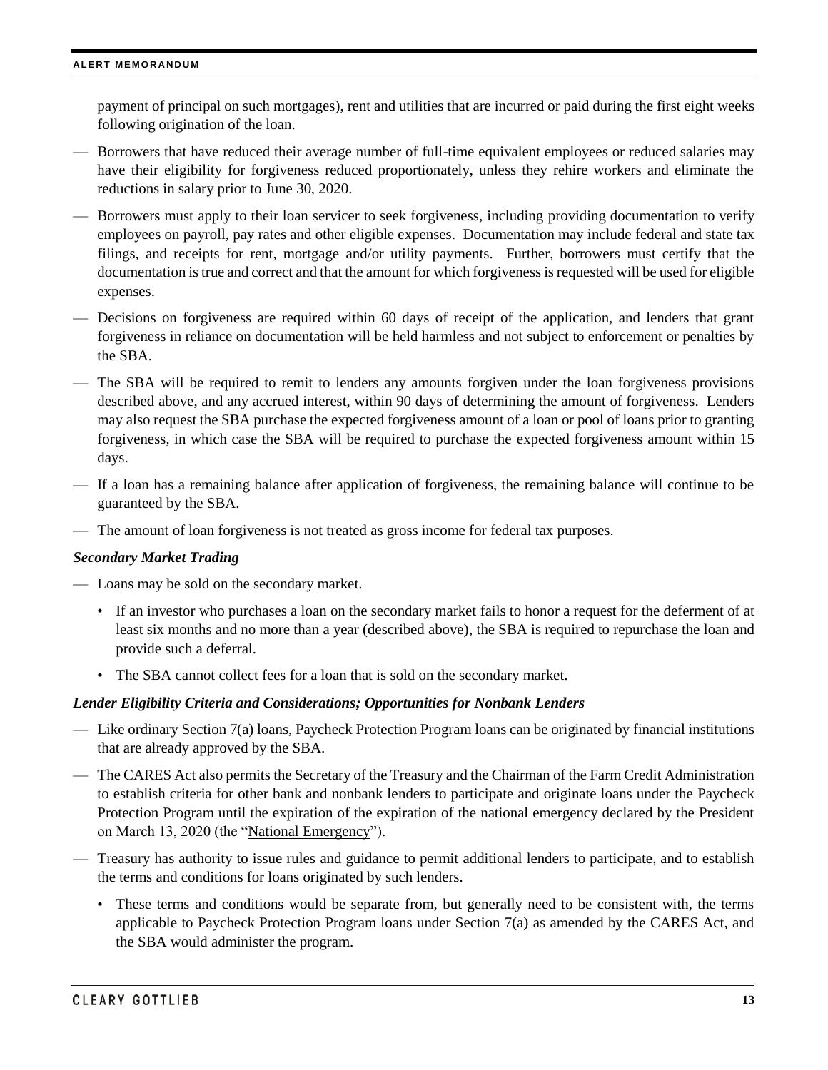payment of principal on such mortgages), rent and utilities that are incurred or paid during the first eight weeks following origination of the loan.

- Borrowers that have reduced their average number of full-time equivalent employees or reduced salaries may have their eligibility for forgiveness reduced proportionately, unless they rehire workers and eliminate the reductions in salary prior to June 30, 2020.
- Borrowers must apply to their loan servicer to seek forgiveness, including providing documentation to verify employees on payroll, pay rates and other eligible expenses. Documentation may include federal and state tax filings, and receipts for rent, mortgage and/or utility payments. Further, borrowers must certify that the documentation is true and correct and that the amount for which forgiveness is requested will be used for eligible expenses.
- Decisions on forgiveness are required within 60 days of receipt of the application, and lenders that grant forgiveness in reliance on documentation will be held harmless and not subject to enforcement or penalties by the SBA.
- The SBA will be required to remit to lenders any amounts forgiven under the loan forgiveness provisions described above, and any accrued interest, within 90 days of determining the amount of forgiveness. Lenders may also request the SBA purchase the expected forgiveness amount of a loan or pool of loans prior to granting forgiveness, in which case the SBA will be required to purchase the expected forgiveness amount within 15 days.
- If a loan has a remaining balance after application of forgiveness, the remaining balance will continue to be guaranteed by the SBA.
- The amount of loan forgiveness is not treated as gross income for federal tax purposes.

***Secondary Market Trading***

- Loans may be sold on the secondary market.
  - If an investor who purchases a loan on the secondary market fails to honor a request for the deferment of at least six months and no more than a year (described above), the SBA is required to repurchase the loan and provide such a deferral.
  - The SBA cannot collect fees for a loan that is sold on the secondary market.

***Lender Eligibility Criteria and Considerations; Opportunities for Nonbank Lenders***

- Like ordinary Section 7(a) loans, Paycheck Protection Program loans can be originated by financial institutions that are already approved by the SBA.
- The CARES Act also permits the Secretary of the Treasury and the Chairman of the Farm Credit Administration to establish criteria for other bank and nonbank lenders to participate and originate loans under the Paycheck Protection Program until the expiration of the expiration of the national emergency declared by the President on March 13, 2020 (the "National Emergency").
- Treasury has authority to issue rules and guidance to permit additional lenders to participate, and to establish the terms and conditions for loans originated by such lenders.
  - These terms and conditions would be separate from, but generally need to be consistent with, the terms applicable to Paycheck Protection Program loans under Section 7(a) as amended by the CARES Act, and the SBA would administer the program.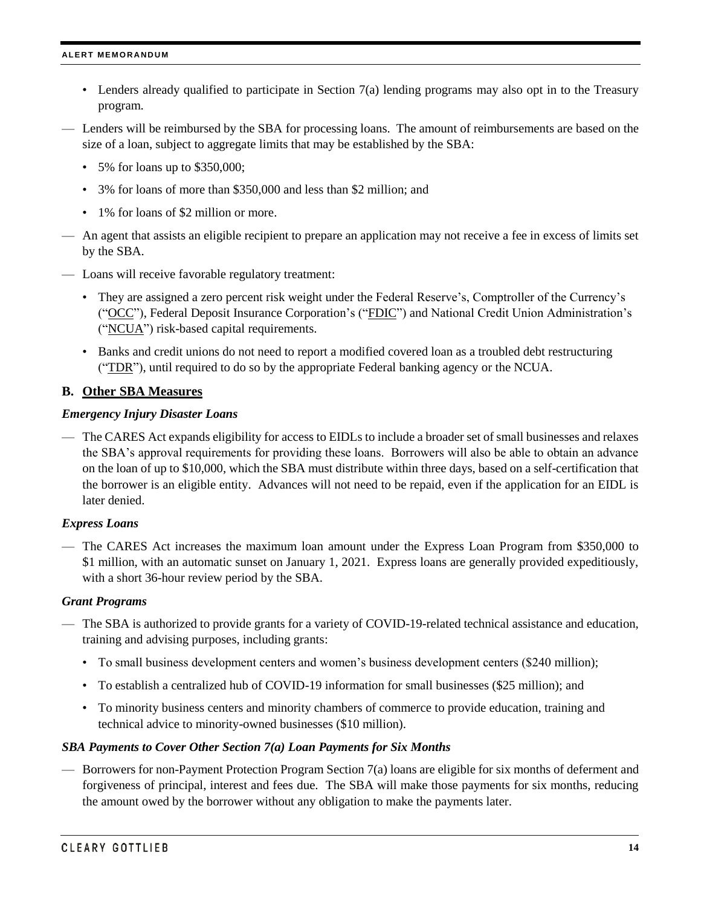- Lenders already qualified to participate in Section 7(a) lending programs may also opt in to the Treasury program.

— Lenders will be reimbursed by the SBA for processing loans. The amount of reimbursements are based on the size of a loan, subject to aggregate limits that may be established by the SBA:

  - 5% for loans up to $350,000;
  - 3% for loans of more than $350,000 and less than $2 million; and
  - 1% for loans of $2 million or more.

— An agent that assists an eligible recipient to prepare an application may not receive a fee in excess of limits set by the SBA.

— Loans will receive favorable regulatory treatment:

  - They are assigned a zero percent risk weight under the Federal Reserve's, Comptroller of the Currency's ("OCC"), Federal Deposit Insurance Corporation's ("FDIC") and National Credit Union Administration's ("NCUA") risk-based capital requirements.
  - Banks and credit unions do not need to report a modified covered loan as a troubled debt restructuring ("TDR"), until required to do so by the appropriate Federal banking agency or the NCUA.

## B. Other SBA Measures

***Emergency Injury Disaster Loans***

— The CARES Act expands eligibility for access to EIDLs to include a broader set of small businesses and relaxes the SBA's approval requirements for providing these loans. Borrowers will also be able to obtain an advance on the loan of up to $10,000, which the SBA must distribute within three days, based on a self-certification that the borrower is an eligible entity. Advances will not need to be repaid, even if the application for an EIDL is later denied.

***Express Loans***

— The CARES Act increases the maximum loan amount under the Express Loan Program from $350,000 to $1 million, with an automatic sunset on January 1, 2021. Express loans are generally provided expeditiously, with a short 36-hour review period by the SBA.

***Grant Programs***

— The SBA is authorized to provide grants for a variety of COVID-19-related technical assistance and education, training and advising purposes, including grants:

  - To small business development centers and women's business development centers ($240 million);
  - To establish a centralized hub of COVID-19 information for small businesses ($25 million); and
  - To minority business centers and minority chambers of commerce to provide education, training and technical advice to minority-owned businesses ($10 million).

***SBA Payments to Cover Other Section 7(a) Loan Payments for Six Months***

— Borrowers for non-Payment Protection Program Section 7(a) loans are eligible for six months of deferment and forgiveness of principal, interest and fees due. The SBA will make those payments for six months, reducing the amount owed by the borrower without any obligation to make the payments later.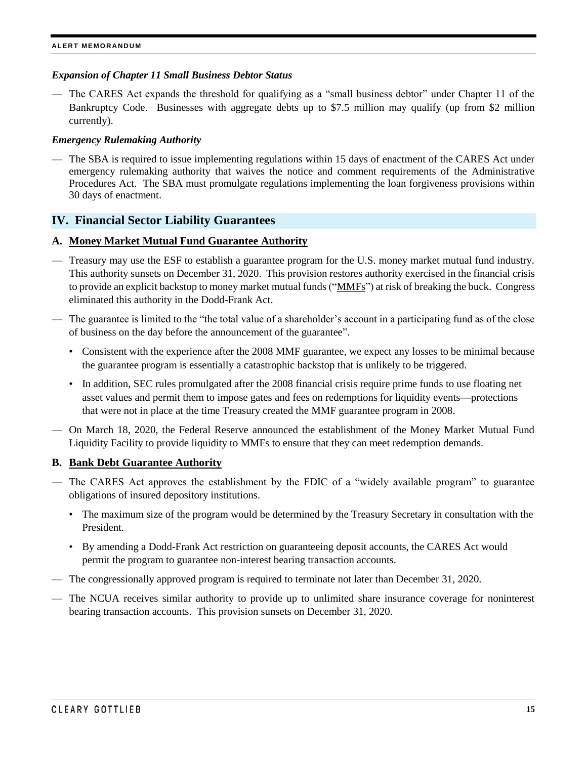***Expansion of Chapter 11 Small Business Debtor Status***

- The CARES Act expands the threshold for qualifying as a "small business debtor" under Chapter 11 of the Bankruptcy Code. Businesses with aggregate debts up to $7.5 million may qualify (up from $2 million currently).

***Emergency Rulemaking Authority***

- The SBA is required to issue implementing regulations within 15 days of enactment of the CARES Act under emergency rulemaking authority that waives the notice and comment requirements of the Administrative Procedures Act. The SBA must promulgate regulations implementing the loan forgiveness provisions within 30 days of enactment.

## IV. Financial Sector Liability Guarantees

### A. Money Market Mutual Fund Guarantee Authority

- Treasury may use the ESF to establish a guarantee program for the U.S. money market mutual fund industry. This authority sunsets on December 31, 2020. This provision restores authority exercised in the financial crisis to provide an explicit backstop to money market mutual funds ("MMFs") at risk of breaking the buck. Congress eliminated this authority in the Dodd-Frank Act.
- The guarantee is limited to the "the total value of a shareholder's account in a participating fund as of the close of business on the day before the announcement of the guarantee".
  - Consistent with the experience after the 2008 MMF guarantee, we expect any losses to be minimal because the guarantee program is essentially a catastrophic backstop that is unlikely to be triggered.
  - In addition, SEC rules promulgated after the 2008 financial crisis require prime funds to use floating net asset values and permit them to impose gates and fees on redemptions for liquidity events—protections that were not in place at the time Treasury created the MMF guarantee program in 2008.
- On March 18, 2020, the Federal Reserve announced the establishment of the Money Market Mutual Fund Liquidity Facility to provide liquidity to MMFs to ensure that they can meet redemption demands.

### B. Bank Debt Guarantee Authority

- The CARES Act approves the establishment by the FDIC of a "widely available program" to guarantee obligations of insured depository institutions.
  - The maximum size of the program would be determined by the Treasury Secretary in consultation with the President.
  - By amending a Dodd-Frank Act restriction on guaranteeing deposit accounts, the CARES Act would permit the program to guarantee non-interest bearing transaction accounts.
- The congressionally approved program is required to terminate not later than December 31, 2020.
- The NCUA receives similar authority to provide up to unlimited share insurance coverage for noninterest bearing transaction accounts. This provision sunsets on December 31, 2020.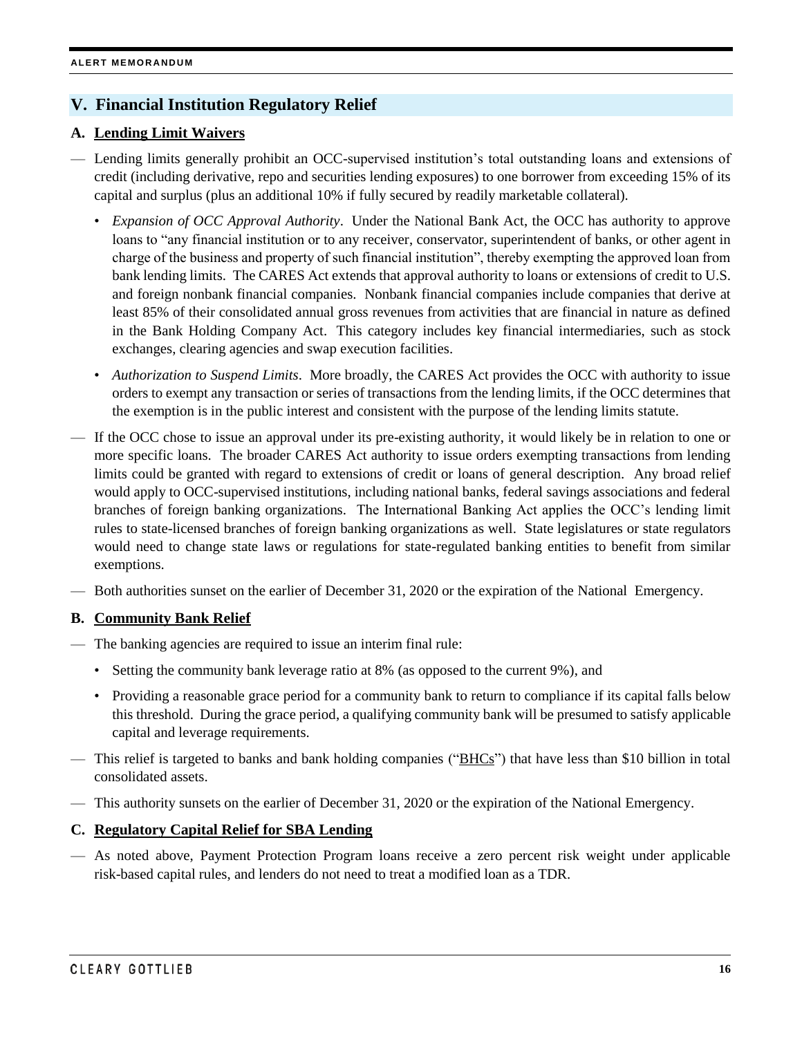## V. Financial Institution Regulatory Relief

### A. Lending Limit Waivers

- Lending limits generally prohibit an OCC-supervised institution's total outstanding loans and extensions of credit (including derivative, repo and securities lending exposures) to one borrower from exceeding 15% of its capital and surplus (plus an additional 10% if fully secured by readily marketable collateral).
  - *Expansion of OCC Approval Authority*. Under the National Bank Act, the OCC has authority to approve loans to "any financial institution or to any receiver, conservator, superintendent of banks, or other agent in charge of the business and property of such financial institution", thereby exempting the approved loan from bank lending limits. The CARES Act extends that approval authority to loans or extensions of credit to U.S. and foreign nonbank financial companies. Nonbank financial companies include companies that derive at least 85% of their consolidated annual gross revenues from activities that are financial in nature as defined in the Bank Holding Company Act. This category includes key financial intermediaries, such as stock exchanges, clearing agencies and swap execution facilities.
  - *Authorization to Suspend Limits*. More broadly, the CARES Act provides the OCC with authority to issue orders to exempt any transaction or series of transactions from the lending limits, if the OCC determines that the exemption is in the public interest and consistent with the purpose of the lending limits statute.
- If the OCC chose to issue an approval under its pre-existing authority, it would likely be in relation to one or more specific loans. The broader CARES Act authority to issue orders exempting transactions from lending limits could be granted with regard to extensions of credit or loans of general description. Any broad relief would apply to OCC-supervised institutions, including national banks, federal savings associations and federal branches of foreign banking organizations. The International Banking Act applies the OCC's lending limit rules to state-licensed branches of foreign banking organizations as well. State legislatures or state regulators would need to change state laws or regulations for state-regulated banking entities to benefit from similar exemptions.
- Both authorities sunset on the earlier of December 31, 2020 or the expiration of the National Emergency.

### B. Community Bank Relief

- The banking agencies are required to issue an interim final rule:
  - Setting the community bank leverage ratio at 8% (as opposed to the current 9%), and
  - Providing a reasonable grace period for a community bank to return to compliance if its capital falls below this threshold. During the grace period, a qualifying community bank will be presumed to satisfy applicable capital and leverage requirements.
- This relief is targeted to banks and bank holding companies ("BHCs") that have less than $10 billion in total consolidated assets.
- This authority sunsets on the earlier of December 31, 2020 or the expiration of the National Emergency.

### C. Regulatory Capital Relief for SBA Lending

- As noted above, Payment Protection Program loans receive a zero percent risk weight under applicable risk-based capital rules, and lenders do not need to treat a modified loan as a TDR.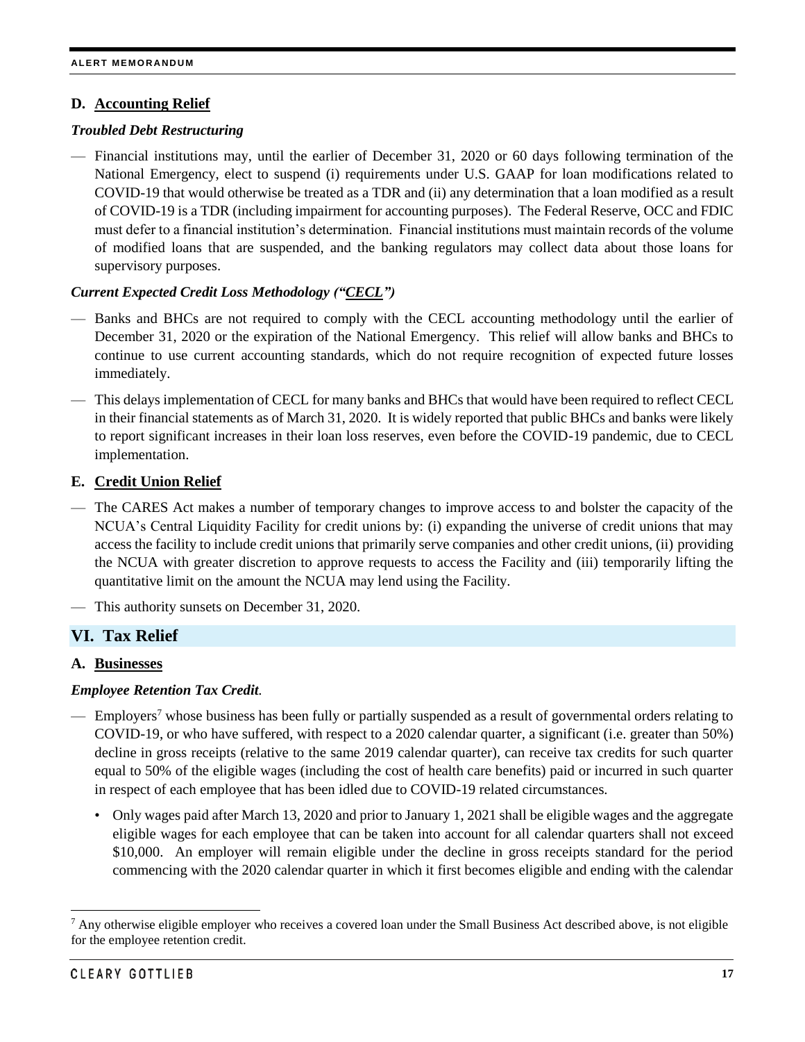### D. Accounting Relief

***Troubled Debt Restructuring***

- Financial institutions may, until the earlier of December 31, 2020 or 60 days following termination of the National Emergency, elect to suspend (i) requirements under U.S. GAAP for loan modifications related to COVID-19 that would otherwise be treated as a TDR and (ii) any determination that a loan modified as a result of COVID-19 is a TDR (including impairment for accounting purposes). The Federal Reserve, OCC and FDIC must defer to a financial institution's determination. Financial institutions must maintain records of the volume of modified loans that are suspended, and the banking regulators may collect data about those loans for supervisory purposes.

***Current Expected Credit Loss Methodology ("CECL")***

- Banks and BHCs are not required to comply with the CECL accounting methodology until the earlier of December 31, 2020 or the expiration of the National Emergency. This relief will allow banks and BHCs to continue to use current accounting standards, which do not require recognition of expected future losses immediately.
- This delays implementation of CECL for many banks and BHCs that would have been required to reflect CECL in their financial statements as of March 31, 2020. It is widely reported that public BHCs and banks were likely to report significant increases in their loan loss reserves, even before the COVID-19 pandemic, due to CECL implementation.

### E. Credit Union Relief

- The CARES Act makes a number of temporary changes to improve access to and bolster the capacity of the NCUA's Central Liquidity Facility for credit unions by: (i) expanding the universe of credit unions that may access the facility to include credit unions that primarily serve companies and other credit unions, (ii) providing the NCUA with greater discretion to approve requests to access the Facility and (iii) temporarily lifting the quantitative limit on the amount the NCUA may lend using the Facility.
- This authority sunsets on December 31, 2020.

## VI. Tax Relief

### A. Businesses

***Employee Retention Tax Credit.***

- Employers[7] whose business has been fully or partially suspended as a result of governmental orders relating to COVID-19, or who have suffered, with respect to a 2020 calendar quarter, a significant (i.e. greater than 50%) decline in gross receipts (relative to the same 2019 calendar quarter), can receive tax credits for such quarter equal to 50% of the eligible wages (including the cost of health care benefits) paid or incurred in such quarter in respect of each employee that has been idled due to COVID-19 related circumstances.
  - Only wages paid after March 13, 2020 and prior to January 1, 2021 shall be eligible wages and the aggregate eligible wages for each employee that can be taken into account for all calendar quarters shall not exceed $10,000. An employer will remain eligible under the decline in gross receipts standard for the period commencing with the 2020 calendar quarter in which it first becomes eligible and ending with the calendar

[7] Any otherwise eligible employer who receives a covered loan under the Small Business Act described above, is not eligible for the employee retention credit.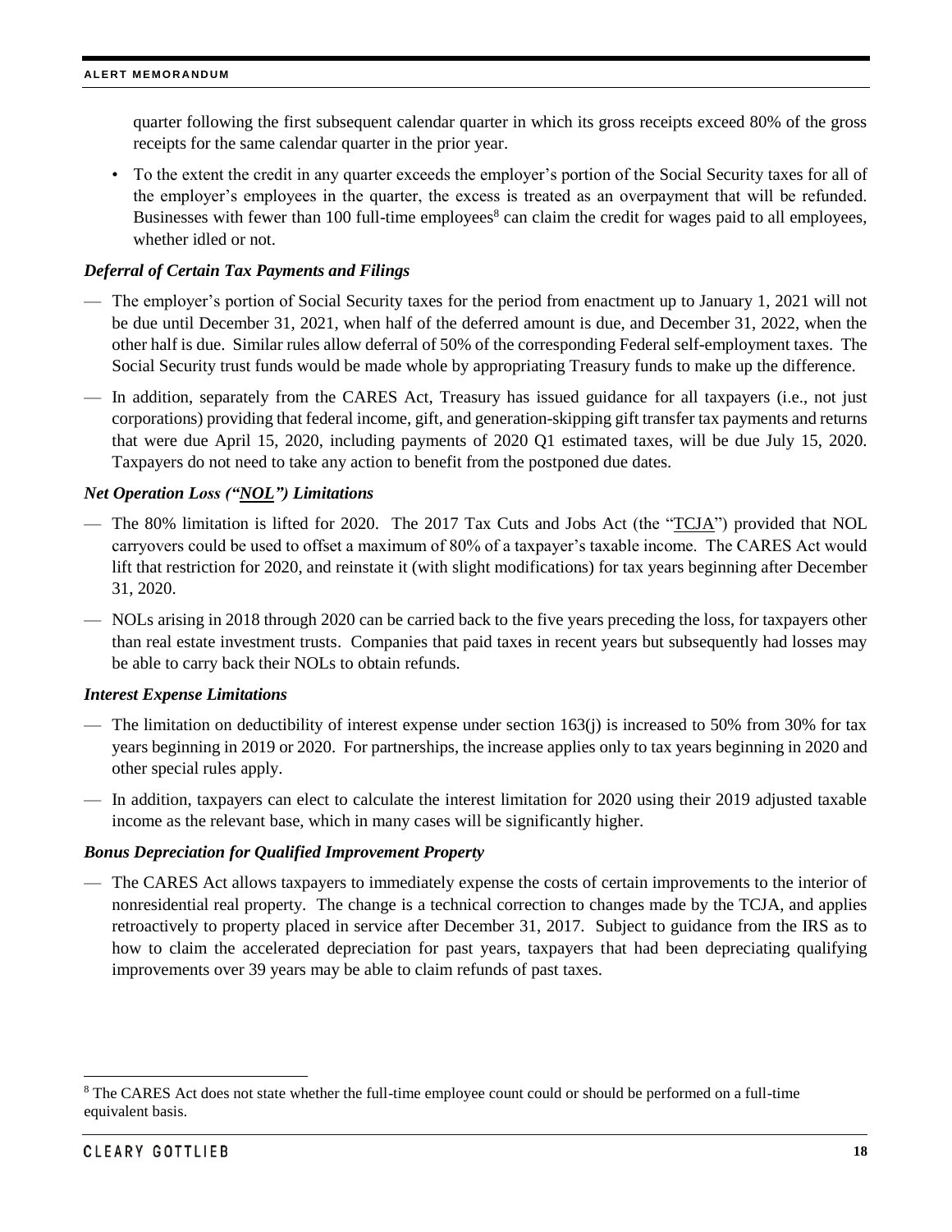quarter following the first subsequent calendar quarter in which its gross receipts exceed 80% of the gross receipts for the same calendar quarter in the prior year.

- To the extent the credit in any quarter exceeds the employer's portion of the Social Security taxes for all of the employer's employees in the quarter, the excess is treated as an overpayment that will be refunded. Businesses with fewer than 100 full-time employees[8] can claim the credit for wages paid to all employees, whether idled or not.

### *Deferral of Certain Tax Payments and Filings*

— The employer's portion of Social Security taxes for the period from enactment up to January 1, 2021 will not be due until December 31, 2021, when half of the deferred amount is due, and December 31, 2022, when the other half is due. Similar rules allow deferral of 50% of the corresponding Federal self-employment taxes. The Social Security trust funds would be made whole by appropriating Treasury funds to make up the difference.

— In addition, separately from the CARES Act, Treasury has issued guidance for all taxpayers (i.e., not just corporations) providing that federal income, gift, and generation-skipping gift transfer tax payments and returns that were due April 15, 2020, including payments of 2020 Q1 estimated taxes, will be due July 15, 2020. Taxpayers do not need to take any action to benefit from the postponed due dates.

### *Net Operation Loss ("NOL") Limitations*

— The 80% limitation is lifted for 2020. The 2017 Tax Cuts and Jobs Act (the "TCJA") provided that NOL carryovers could be used to offset a maximum of 80% of a taxpayer's taxable income. The CARES Act would lift that restriction for 2020, and reinstate it (with slight modifications) for tax years beginning after December 31, 2020.

— NOLs arising in 2018 through 2020 can be carried back to the five years preceding the loss, for taxpayers other than real estate investment trusts. Companies that paid taxes in recent years but subsequently had losses may be able to carry back their NOLs to obtain refunds.

### *Interest Expense Limitations*

— The limitation on deductibility of interest expense under section 163(j) is increased to 50% from 30% for tax years beginning in 2019 or 2020. For partnerships, the increase applies only to tax years beginning in 2020 and other special rules apply.

— In addition, taxpayers can elect to calculate the interest limitation for 2020 using their 2019 adjusted taxable income as the relevant base, which in many cases will be significantly higher.

### *Bonus Depreciation for Qualified Improvement Property*

— The CARES Act allows taxpayers to immediately expense the costs of certain improvements to the interior of nonresidential real property. The change is a technical correction to changes made by the TCJA, and applies retroactively to property placed in service after December 31, 2017. Subject to guidance from the IRS as to how to claim the accelerated depreciation for past years, taxpayers that had been depreciating qualifying improvements over 39 years may be able to claim refunds of past taxes.

---

[8] The CARES Act does not state whether the full-time employee count could or should be performed on a full-time equivalent basis.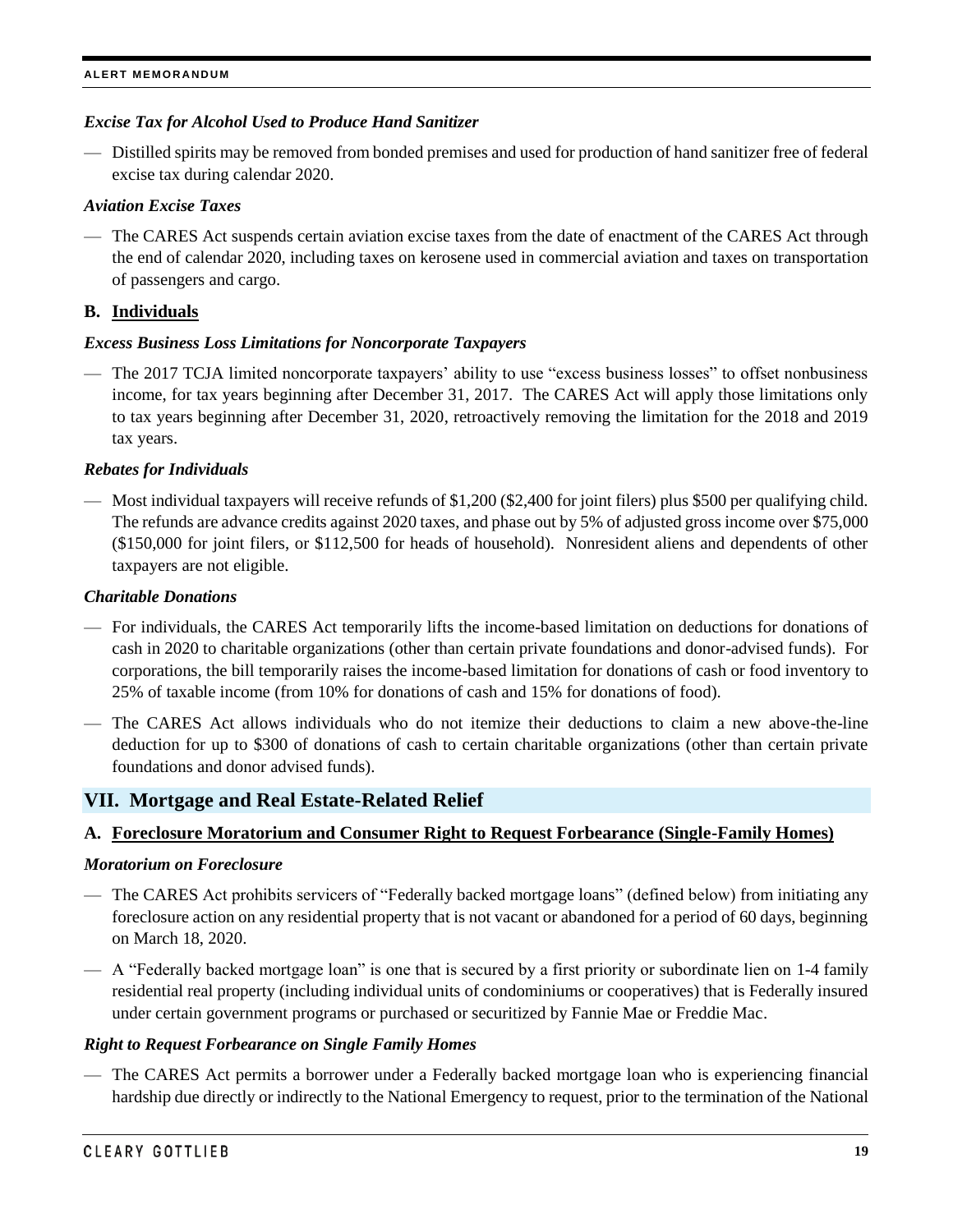### *Excise Tax for Alcohol Used to Produce Hand Sanitizer*

- Distilled spirits may be removed from bonded premises and used for production of hand sanitizer free of federal excise tax during calendar 2020.

### *Aviation Excise Taxes*

- The CARES Act suspends certain aviation excise taxes from the date of enactment of the CARES Act through the end of calendar 2020, including taxes on kerosene used in commercial aviation and taxes on transportation of passengers and cargo.

### B. Individuals

### *Excess Business Loss Limitations for Noncorporate Taxpayers*

- The 2017 TCJA limited noncorporate taxpayers' ability to use "excess business losses" to offset nonbusiness income, for tax years beginning after December 31, 2017. The CARES Act will apply those limitations only to tax years beginning after December 31, 2020, retroactively removing the limitation for the 2018 and 2019 tax years.

### *Rebates for Individuals*

- Most individual taxpayers will receive refunds of $1,200 ($2,400 for joint filers) plus $500 per qualifying child. The refunds are advance credits against 2020 taxes, and phase out by 5% of adjusted gross income over $75,000 ($150,000 for joint filers, or $112,500 for heads of household). Nonresident aliens and dependents of other taxpayers are not eligible.

### *Charitable Donations*

- For individuals, the CARES Act temporarily lifts the income-based limitation on deductions for donations of cash in 2020 to charitable organizations (other than certain private foundations and donor-advised funds). For corporations, the bill temporarily raises the income-based limitation for donations of cash or food inventory to 25% of taxable income (from 10% for donations of cash and 15% for donations of food).
- The CARES Act allows individuals who do not itemize their deductions to claim a new above-the-line deduction for up to $300 of donations of cash to certain charitable organizations (other than certain private foundations and donor advised funds).

## VII. Mortgage and Real Estate-Related Relief

### A. Foreclosure Moratorium and Consumer Right to Request Forbearance (Single-Family Homes)

### *Moratorium on Foreclosure*

- The CARES Act prohibits servicers of "Federally backed mortgage loans" (defined below) from initiating any foreclosure action on any residential property that is not vacant or abandoned for a period of 60 days, beginning on March 18, 2020.
- A "Federally backed mortgage loan" is one that is secured by a first priority or subordinate lien on 1-4 family residential real property (including individual units of condominiums or cooperatives) that is Federally insured under certain government programs or purchased or securitized by Fannie Mae or Freddie Mac.

### *Right to Request Forbearance on Single Family Homes*

- The CARES Act permits a borrower under a Federally backed mortgage loan who is experiencing financial hardship due directly or indirectly to the National Emergency to request, prior to the termination of the National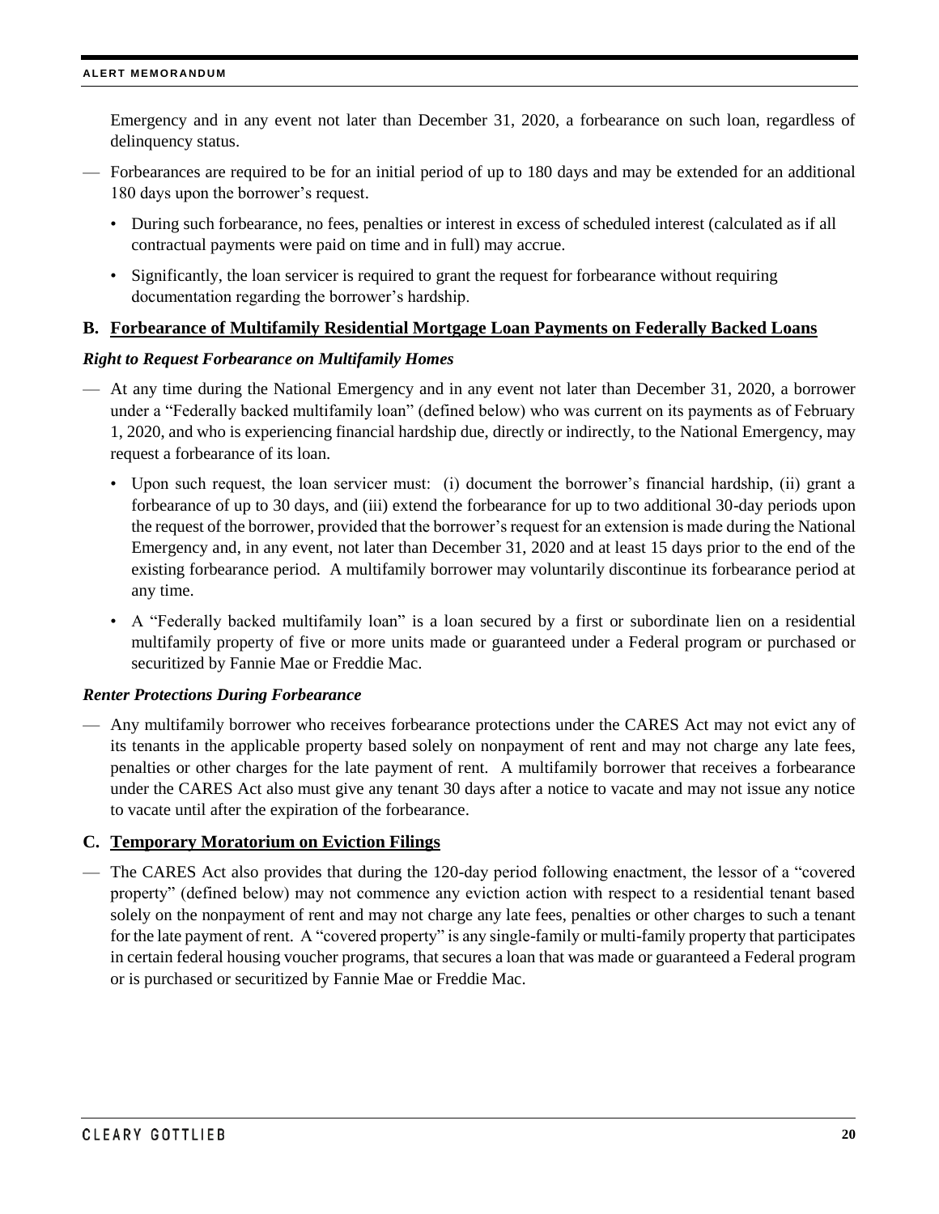Emergency and in any event not later than December 31, 2020, a forbearance on such loan, regardless of delinquency status.

- Forbearances are required to be for an initial period of up to 180 days and may be extended for an additional 180 days upon the borrower's request.
  - During such forbearance, no fees, penalties or interest in excess of scheduled interest (calculated as if all contractual payments were paid on time and in full) may accrue.
  - Significantly, the loan servicer is required to grant the request for forbearance without requiring documentation regarding the borrower's hardship.

### B. Forbearance of Multifamily Residential Mortgage Loan Payments on Federally Backed Loans

***Right to Request Forbearance on Multifamily Homes***

- At any time during the National Emergency and in any event not later than December 31, 2020, a borrower under a "Federally backed multifamily loan" (defined below) who was current on its payments as of February 1, 2020, and who is experiencing financial hardship due, directly or indirectly, to the National Emergency, may request a forbearance of its loan.
  - Upon such request, the loan servicer must: (i) document the borrower's financial hardship, (ii) grant a forbearance of up to 30 days, and (iii) extend the forbearance for up to two additional 30-day periods upon the request of the borrower, provided that the borrower's request for an extension is made during the National Emergency and, in any event, not later than December 31, 2020 and at least 15 days prior to the end of the existing forbearance period. A multifamily borrower may voluntarily discontinue its forbearance period at any time.
  - A "Federally backed multifamily loan" is a loan secured by a first or subordinate lien on a residential multifamily property of five or more units made or guaranteed under a Federal program or purchased or securitized by Fannie Mae or Freddie Mac.

***Renter Protections During Forbearance***

- Any multifamily borrower who receives forbearance protections under the CARES Act may not evict any of its tenants in the applicable property based solely on nonpayment of rent and may not charge any late fees, penalties or other charges for the late payment of rent. A multifamily borrower that receives a forbearance under the CARES Act also must give any tenant 30 days after a notice to vacate and may not issue any notice to vacate until after the expiration of the forbearance.

### C. Temporary Moratorium on Eviction Filings

- The CARES Act also provides that during the 120-day period following enactment, the lessor of a "covered property" (defined below) may not commence any eviction action with respect to a residential tenant based solely on the nonpayment of rent and may not charge any late fees, penalties or other charges to such a tenant for the late payment of rent. A "covered property" is any single-family or multi-family property that participates in certain federal housing voucher programs, that secures a loan that was made or guaranteed a Federal program or is purchased or securitized by Fannie Mae or Freddie Mac.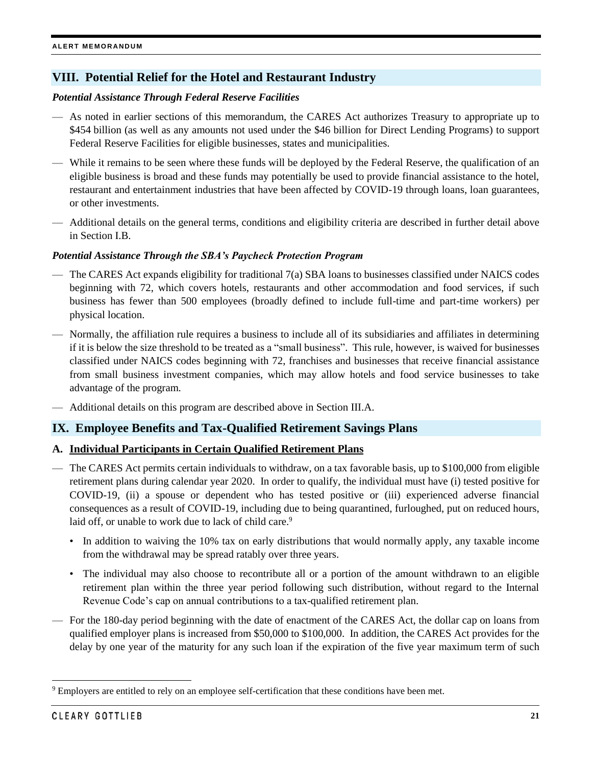## VIII. Potential Relief for the Hotel and Restaurant Industry

***Potential Assistance Through Federal Reserve Facilities***

- As noted in earlier sections of this memorandum, the CARES Act authorizes Treasury to appropriate up to $454 billion (as well as any amounts not used under the $46 billion for Direct Lending Programs) to support Federal Reserve Facilities for eligible businesses, states and municipalities.
- While it remains to be seen where these funds will be deployed by the Federal Reserve, the qualification of an eligible business is broad and these funds may potentially be used to provide financial assistance to the hotel, restaurant and entertainment industries that have been affected by COVID-19 through loans, loan guarantees, or other investments.
- Additional details on the general terms, conditions and eligibility criteria are described in further detail above in Section I.B.

***Potential Assistance Through the SBA's Paycheck Protection Program***

- The CARES Act expands eligibility for traditional 7(a) SBA loans to businesses classified under NAICS codes beginning with 72, which covers hotels, restaurants and other accommodation and food services, if such business has fewer than 500 employees (broadly defined to include full-time and part-time workers) per physical location.
- Normally, the affiliation rule requires a business to include all of its subsidiaries and affiliates in determining if it is below the size threshold to be treated as a "small business". This rule, however, is waived for businesses classified under NAICS codes beginning with 72, franchises and businesses that receive financial assistance from small business investment companies, which may allow hotels and food service businesses to take advantage of the program.
- Additional details on this program are described above in Section III.A.

## IX. Employee Benefits and Tax-Qualified Retirement Savings Plans

### A. Individual Participants in Certain Qualified Retirement Plans

- The CARES Act permits certain individuals to withdraw, on a tax favorable basis, up to $100,000 from eligible retirement plans during calendar year 2020. In order to qualify, the individual must have (i) tested positive for COVID-19, (ii) a spouse or dependent who has tested positive or (iii) experienced adverse financial consequences as a result of COVID-19, including due to being quarantined, furloughed, put on reduced hours, laid off, or unable to work due to lack of child care.[9]
  - In addition to waiving the 10% tax on early distributions that would normally apply, any taxable income from the withdrawal may be spread ratably over three years.
  - The individual may also choose to recontribute all or a portion of the amount withdrawn to an eligible retirement plan within the three year period following such distribution, without regard to the Internal Revenue Code's cap on annual contributions to a tax-qualified retirement plan.
- For the 180-day period beginning with the date of enactment of the CARES Act, the dollar cap on loans from qualified employer plans is increased from $50,000 to $100,000. In addition, the CARES Act provides for the delay by one year of the maturity for any such loan if the expiration of the five year maximum term of such

---

[9] Employers are entitled to rely on an employee self-certification that these conditions have been met.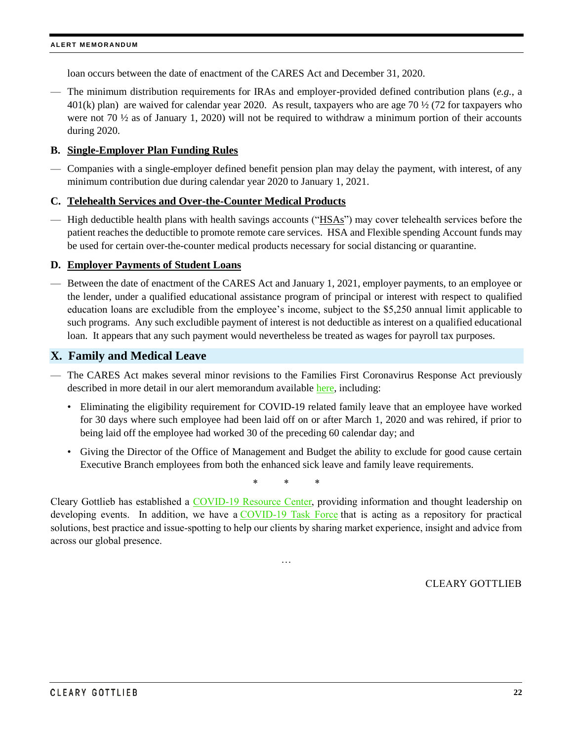loan occurs between the date of enactment of the CARES Act and December 31, 2020.

— The minimum distribution requirements for IRAs and employer-provided defined contribution plans (*e.g.*, a 401(k) plan) are waived for calendar year 2020. As result, taxpayers who are age 70 ½ (72 for taxpayers who were not 70 ½ as of January 1, 2020) will not be required to withdraw a minimum portion of their accounts during 2020.

### B. Single-Employer Plan Funding Rules

— Companies with a single-employer defined benefit pension plan may delay the payment, with interest, of any minimum contribution due during calendar year 2020 to January 1, 2021.

### C. Telehealth Services and Over-the-Counter Medical Products

— High deductible health plans with health savings accounts ("HSAs") may cover telehealth services before the patient reaches the deductible to promote remote care services. HSA and Flexible spending Account funds may be used for certain over-the-counter medical products necessary for social distancing or quarantine.

### D. Employer Payments of Student Loans

— Between the date of enactment of the CARES Act and January 1, 2021, employer payments, to an employee or the lender, under a qualified educational assistance program of principal or interest with respect to qualified education loans are excludible from the employee's income, subject to the $5,250 annual limit applicable to such programs. Any such excludible payment of interest is not deductible as interest on a qualified educational loan. It appears that any such payment would nevertheless be treated as wages for payroll tax purposes.

## X. Family and Medical Leave

— The CARES Act makes several minor revisions to the Families First Coronavirus Response Act previously described in more detail in our alert memorandum available here, including:

- Eliminating the eligibility requirement for COVID-19 related family leave that an employee have worked for 30 days where such employee had been laid off on or after March 1, 2020 and was rehired, if prior to being laid off the employee had worked 30 of the preceding 60 calendar day; and
- Giving the Director of the Office of Management and Budget the ability to exclude for good cause certain Executive Branch employees from both the enhanced sick leave and family leave requirements.

\*   \*   \*

Cleary Gottlieb has established a COVID-19 Resource Center, providing information and thought leadership on developing events. In addition, we have a COVID-19 Task Force that is acting as a repository for practical solutions, best practice and issue-spotting to help our clients by sharing market experience, insight and advice from across our global presence.

…

CLEARY GOTTLIEB